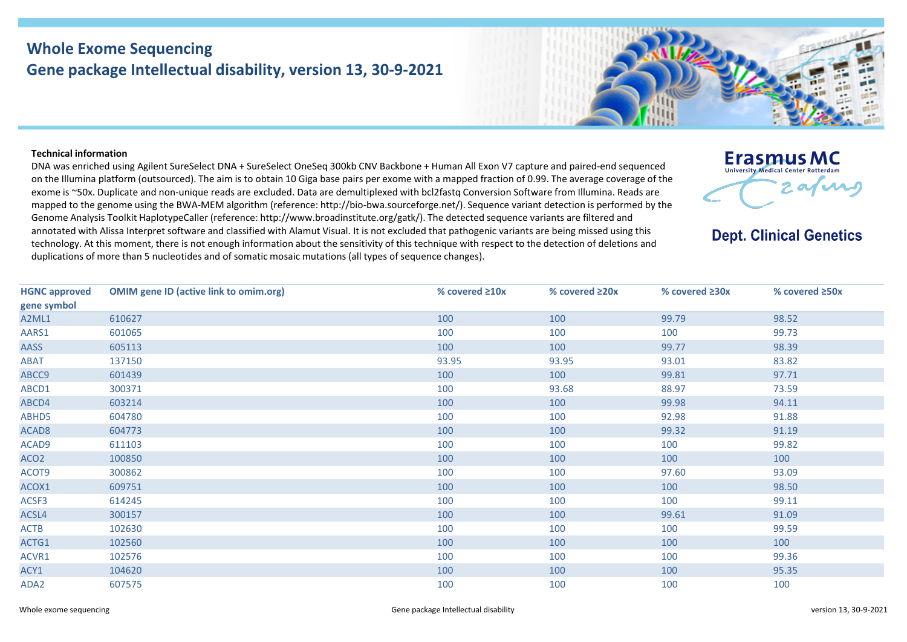# Whole Exome Sequencing
## Gene package Intellectual disability, version 13, 30-9-2021

Erasmus MC
University Medical Center Rotterdam

**Dept. Clinical Genetics**

**Technical information**

DNA was enriched using Agilent SureSelect DNA + SureSelect OneSeq 300kb CNV Backbone + Human All Exon V7 capture and paired-end sequenced on the Illumina platform (outsourced). The aim is to obtain 10 Giga base pairs per exome with a mapped fraction of 0.99. The average coverage of the exome is ~50x. Duplicate and non-unique reads are excluded. Data are demultiplexed with bcl2fastq Conversion Software from Illumina. Reads are mapped to the genome using the BWA-MEM algorithm (reference: http://bio-bwa.sourceforge.net/). Sequence variant detection is performed by the Genome Analysis Toolkit HaplotypeCaller (reference: http://www.broadinstitute.org/gatk/). The detected sequence variants are filtered and annotated with Alissa Interpret software and classified with Alamut Visual. It is not excluded that pathogenic variants are being missed using this technology. At this moment, there is not enough information about the sensitivity of this technique with respect to the detection of deletions and duplications of more than 5 nucleotides and of somatic mosaic mutations (all types of sequence changes).

| HGNC approved gene symbol | OMIM gene ID (active link to omim.org) | % covered ≥10x | % covered ≥20x | % covered ≥30x | % covered ≥50x |
|---|---|---|---|---|---|
| A2ML1 | 610627 | 100 | 100 | 99.79 | 98.52 |
| AARS1 | 601065 | 100 | 100 | 100 | 99.73 |
| AASS | 605113 | 100 | 100 | 99.77 | 98.39 |
| ABAT | 137150 | 93.95 | 93.95 | 93.01 | 83.82 |
| ABCC9 | 601439 | 100 | 100 | 99.81 | 97.71 |
| ABCD1 | 300371 | 100 | 93.68 | 88.97 | 73.59 |
| ABCD4 | 603214 | 100 | 100 | 99.98 | 94.11 |
| ABHD5 | 604780 | 100 | 100 | 92.98 | 91.88 |
| ACAD8 | 604773 | 100 | 100 | 99.32 | 91.19 |
| ACAD9 | 611103 | 100 | 100 | 100 | 99.82 |
| ACO2 | 100850 | 100 | 100 | 100 | 100 |
| ACOT9 | 300862 | 100 | 100 | 97.60 | 93.09 |
| ACOX1 | 609751 | 100 | 100 | 100 | 98.50 |
| ACSF3 | 614245 | 100 | 100 | 100 | 99.11 |
| ACSL4 | 300157 | 100 | 100 | 99.61 | 91.09 |
| ACTB | 102630 | 100 | 100 | 100 | 99.59 |
| ACTG1 | 102560 | 100 | 100 | 100 | 100 |
| ACVR1 | 102576 | 100 | 100 | 100 | 99.36 |
| ACY1 | 104620 | 100 | 100 | 100 | 95.35 |
| ADA2 | 607575 | 100 | 100 | 100 | 100 |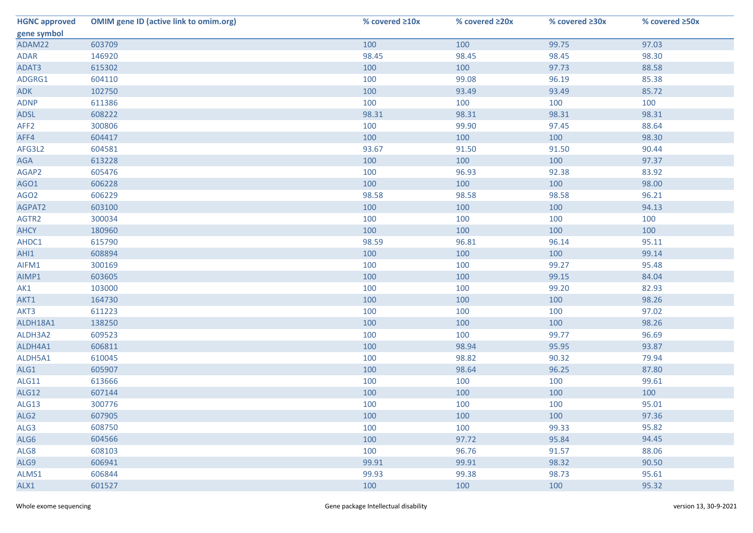| HGNC approved gene symbol | OMIM gene ID (active link to omim.org) | % covered ≥10x | % covered ≥20x | % covered ≥30x | % covered ≥50x |
|---|---|---|---|---|---|
| ADAM22 | 603709 | 100 | 100 | 99.75 | 97.03 |
| ADAR | 146920 | 98.45 | 98.45 | 98.45 | 98.30 |
| ADAT3 | 615302 | 100 | 100 | 97.73 | 88.58 |
| ADGRG1 | 604110 | 100 | 99.08 | 96.19 | 85.38 |
| ADK | 102750 | 100 | 93.49 | 93.49 | 85.72 |
| ADNP | 611386 | 100 | 100 | 100 | 100 |
| ADSL | 608222 | 98.31 | 98.31 | 98.31 | 98.31 |
| AFF2 | 300806 | 100 | 99.90 | 97.45 | 88.64 |
| AFF4 | 604417 | 100 | 100 | 100 | 98.30 |
| AFG3L2 | 604581 | 93.67 | 91.50 | 91.50 | 90.44 |
| AGA | 613228 | 100 | 100 | 100 | 97.37 |
| AGAP2 | 605476 | 100 | 96.93 | 92.38 | 83.92 |
| AGO1 | 606228 | 100 | 100 | 100 | 98.00 |
| AGO2 | 606229 | 98.58 | 98.58 | 98.58 | 96.21 |
| AGPAT2 | 603100 | 100 | 100 | 100 | 94.13 |
| AGTR2 | 300034 | 100 | 100 | 100 | 100 |
| AHCY | 180960 | 100 | 100 | 100 | 100 |
| AHDC1 | 615790 | 98.59 | 96.81 | 96.14 | 95.11 |
| AHI1 | 608894 | 100 | 100 | 100 | 99.14 |
| AIFM1 | 300169 | 100 | 100 | 99.27 | 95.48 |
| AIMP1 | 603605 | 100 | 100 | 99.15 | 84.04 |
| AK1 | 103000 | 100 | 100 | 99.20 | 82.93 |
| AKT1 | 164730 | 100 | 100 | 100 | 98.26 |
| AKT3 | 611223 | 100 | 100 | 100 | 97.02 |
| ALDH18A1 | 138250 | 100 | 100 | 100 | 98.26 |
| ALDH3A2 | 609523 | 100 | 100 | 99.77 | 96.69 |
| ALDH4A1 | 606811 | 100 | 98.94 | 95.95 | 93.87 |
| ALDH5A1 | 610045 | 100 | 98.82 | 90.32 | 79.94 |
| ALG1 | 605907 | 100 | 98.64 | 96.25 | 87.80 |
| ALG11 | 613666 | 100 | 100 | 100 | 99.61 |
| ALG12 | 607144 | 100 | 100 | 100 | 100 |
| ALG13 | 300776 | 100 | 100 | 100 | 95.01 |
| ALG2 | 607905 | 100 | 100 | 100 | 97.36 |
| ALG3 | 608750 | 100 | 100 | 99.33 | 95.82 |
| ALG6 | 604566 | 100 | 97.72 | 95.84 | 94.45 |
| ALG8 | 608103 | 100 | 96.76 | 91.57 | 88.06 |
| ALG9 | 606941 | 99.91 | 99.91 | 98.32 | 90.50 |
| ALMS1 | 606844 | 99.93 | 99.38 | 98.73 | 95.61 |
| ALX1 | 601527 | 100 | 100 | 100 | 95.32 |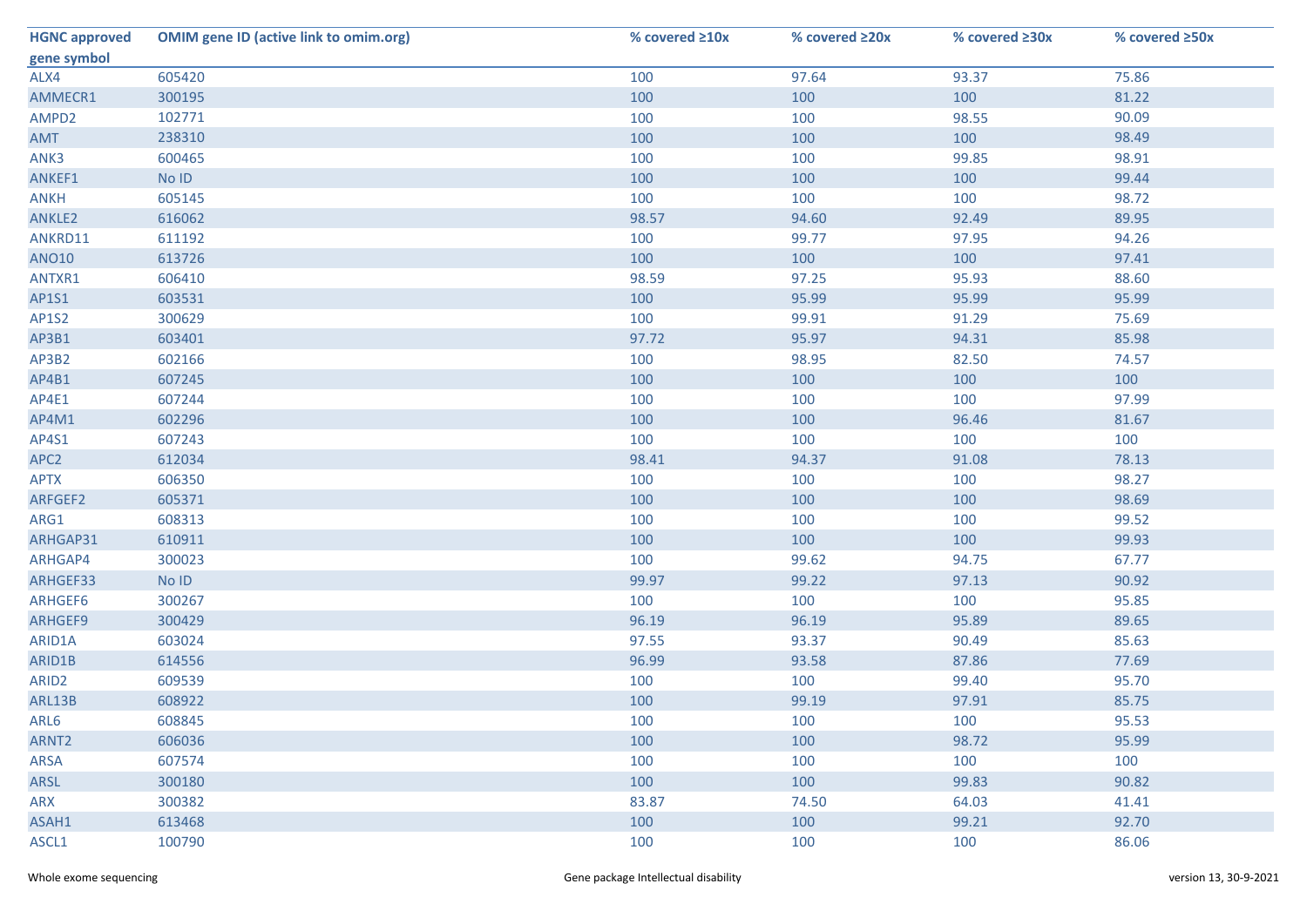| HGNC approved gene symbol | OMIM gene ID (active link to omim.org) | % covered ≥10x | % covered ≥20x | % covered ≥30x | % covered ≥50x |
|---|---|---|---|---|---|
| ALX4 | 605420 | 100 | 97.64 | 93.37 | 75.86 |
| AMMECR1 | 300195 | 100 | 100 | 100 | 81.22 |
| AMPD2 | 102771 | 100 | 100 | 98.55 | 90.09 |
| AMT | 238310 | 100 | 100 | 100 | 98.49 |
| ANK3 | 600465 | 100 | 100 | 99.85 | 98.91 |
| ANKEF1 | No ID | 100 | 100 | 100 | 99.44 |
| ANKH | 605145 | 100 | 100 | 100 | 98.72 |
| ANKLE2 | 616062 | 98.57 | 94.60 | 92.49 | 89.95 |
| ANKRD11 | 611192 | 100 | 99.77 | 97.95 | 94.26 |
| ANO10 | 613726 | 100 | 100 | 100 | 97.41 |
| ANTXR1 | 606410 | 98.59 | 97.25 | 95.93 | 88.60 |
| AP1S1 | 603531 | 100 | 95.99 | 95.99 | 95.99 |
| AP1S2 | 300629 | 100 | 99.91 | 91.29 | 75.69 |
| AP3B1 | 603401 | 97.72 | 95.97 | 94.31 | 85.98 |
| AP3B2 | 602166 | 100 | 98.95 | 82.50 | 74.57 |
| AP4B1 | 607245 | 100 | 100 | 100 | 100 |
| AP4E1 | 607244 | 100 | 100 | 100 | 97.99 |
| AP4M1 | 602296 | 100 | 100 | 96.46 | 81.67 |
| AP4S1 | 607243 | 100 | 100 | 100 | 100 |
| APC2 | 612034 | 98.41 | 94.37 | 91.08 | 78.13 |
| APTX | 606350 | 100 | 100 | 100 | 98.27 |
| ARFGEF2 | 605371 | 100 | 100 | 100 | 98.69 |
| ARG1 | 608313 | 100 | 100 | 100 | 99.52 |
| ARHGAP31 | 610911 | 100 | 100 | 100 | 99.93 |
| ARHGAP4 | 300023 | 100 | 99.62 | 94.75 | 67.77 |
| ARHGEF33 | No ID | 99.97 | 99.22 | 97.13 | 90.92 |
| ARHGEF6 | 300267 | 100 | 100 | 100 | 95.85 |
| ARHGEF9 | 300429 | 96.19 | 96.19 | 95.89 | 89.65 |
| ARID1A | 603024 | 97.55 | 93.37 | 90.49 | 85.63 |
| ARID1B | 614556 | 96.99 | 93.58 | 87.86 | 77.69 |
| ARID2 | 609539 | 100 | 100 | 99.40 | 95.70 |
| ARL13B | 608922 | 100 | 99.19 | 97.91 | 85.75 |
| ARL6 | 608845 | 100 | 100 | 100 | 95.53 |
| ARNT2 | 606036 | 100 | 100 | 98.72 | 95.99 |
| ARSA | 607574 | 100 | 100 | 100 | 100 |
| ARSL | 300180 | 100 | 100 | 99.83 | 90.82 |
| ARX | 300382 | 83.87 | 74.50 | 64.03 | 41.41 |
| ASAH1 | 613468 | 100 | 100 | 99.21 | 92.70 |
| ASCL1 | 100790 | 100 | 100 | 100 | 86.06 |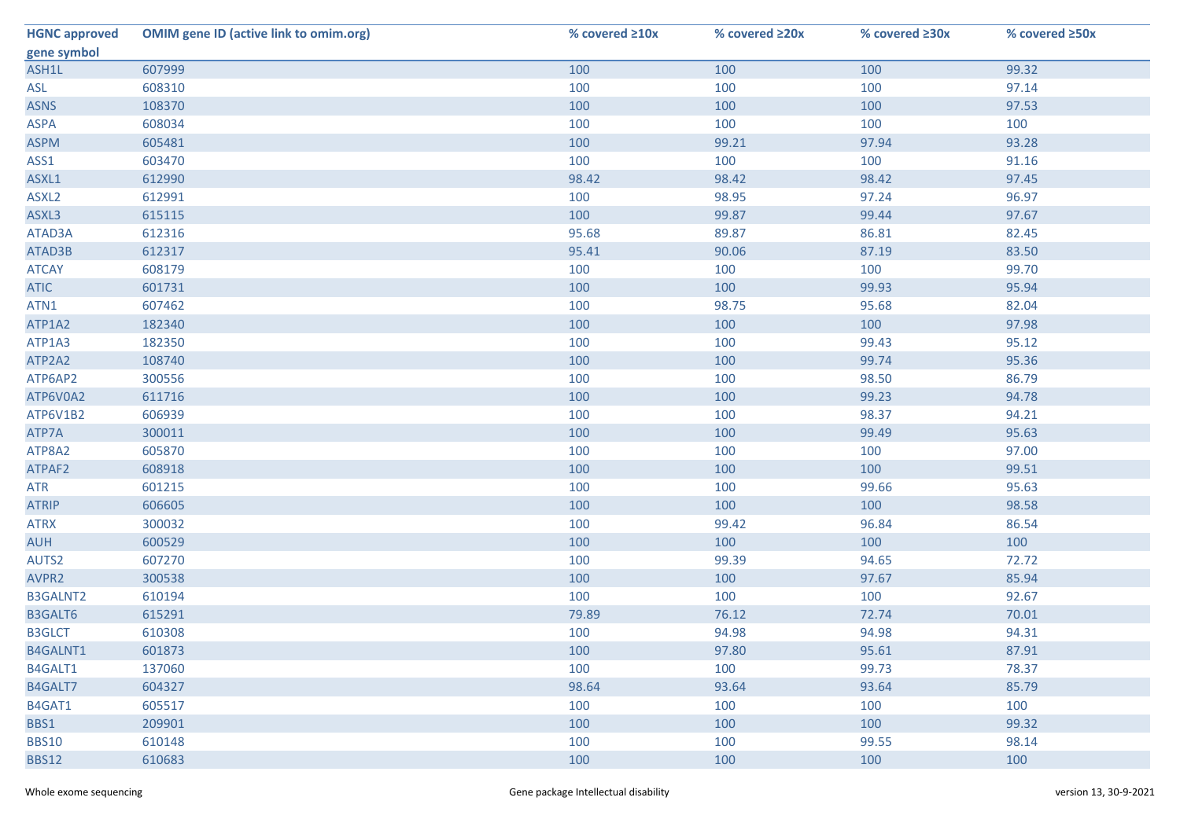| HGNC approved gene symbol | OMIM gene ID (active link to omim.org) | % covered ≥10x | % covered ≥20x | % covered ≥30x | % covered ≥50x |
|---|---|---|---|---|---|
| ASH1L | 607999 | 100 | 100 | 100 | 99.32 |
| ASL | 608310 | 100 | 100 | 100 | 97.14 |
| ASNS | 108370 | 100 | 100 | 100 | 97.53 |
| ASPA | 608034 | 100 | 100 | 100 | 100 |
| ASPM | 605481 | 100 | 99.21 | 97.94 | 93.28 |
| ASS1 | 603470 | 100 | 100 | 100 | 91.16 |
| ASXL1 | 612990 | 98.42 | 98.42 | 98.42 | 97.45 |
| ASXL2 | 612991 | 100 | 98.95 | 97.24 | 96.97 |
| ASXL3 | 615115 | 100 | 99.87 | 99.44 | 97.67 |
| ATAD3A | 612316 | 95.68 | 89.87 | 86.81 | 82.45 |
| ATAD3B | 612317 | 95.41 | 90.06 | 87.19 | 83.50 |
| ATCAY | 608179 | 100 | 100 | 100 | 99.70 |
| ATIC | 601731 | 100 | 100 | 99.93 | 95.94 |
| ATN1 | 607462 | 100 | 98.75 | 95.68 | 82.04 |
| ATP1A2 | 182340 | 100 | 100 | 100 | 97.98 |
| ATP1A3 | 182350 | 100 | 100 | 99.43 | 95.12 |
| ATP2A2 | 108740 | 100 | 100 | 99.74 | 95.36 |
| ATP6AP2 | 300556 | 100 | 100 | 98.50 | 86.79 |
| ATP6V0A2 | 611716 | 100 | 100 | 99.23 | 94.78 |
| ATP6V1B2 | 606939 | 100 | 100 | 98.37 | 94.21 |
| ATP7A | 300011 | 100 | 100 | 99.49 | 95.63 |
| ATP8A2 | 605870 | 100 | 100 | 100 | 97.00 |
| ATPAF2 | 608918 | 100 | 100 | 100 | 99.51 |
| ATR | 601215 | 100 | 100 | 99.66 | 95.63 |
| ATRIP | 606605 | 100 | 100 | 100 | 98.58 |
| ATRX | 300032 | 100 | 99.42 | 96.84 | 86.54 |
| AUH | 600529 | 100 | 100 | 100 | 100 |
| AUTS2 | 607270 | 100 | 99.39 | 94.65 | 72.72 |
| AVPR2 | 300538 | 100 | 100 | 97.67 | 85.94 |
| B3GALNT2 | 610194 | 100 | 100 | 100 | 92.67 |
| B3GALT6 | 615291 | 79.89 | 76.12 | 72.74 | 70.01 |
| B3GLCT | 610308 | 100 | 94.98 | 94.98 | 94.31 |
| B4GALNT1 | 601873 | 100 | 97.80 | 95.61 | 87.91 |
| B4GALT1 | 137060 | 100 | 100 | 99.73 | 78.37 |
| B4GALT7 | 604327 | 98.64 | 93.64 | 93.64 | 85.79 |
| B4GAT1 | 605517 | 100 | 100 | 100 | 100 |
| BBS1 | 209901 | 100 | 100 | 100 | 99.32 |
| BBS10 | 610148 | 100 | 100 | 99.55 | 98.14 |
| BBS12 | 610683 | 100 | 100 | 100 | 100 |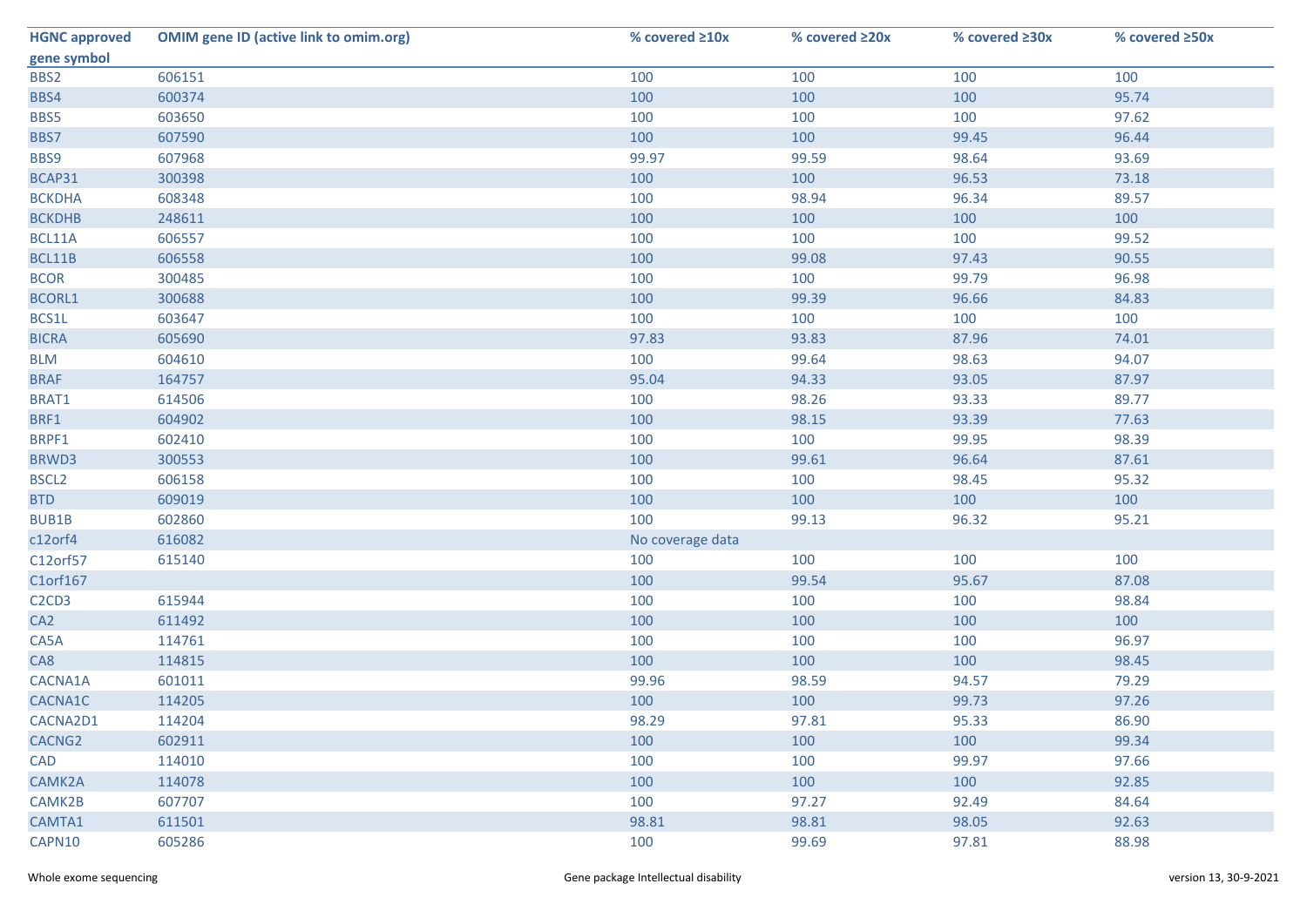| HGNC approved gene symbol | OMIM gene ID (active link to omim.org) | % covered ≥10x | % covered ≥20x | % covered ≥30x | % covered ≥50x |
|---|---|---|---|---|---|
| BBS2 | 606151 | 100 | 100 | 100 | 100 |
| BBS4 | 600374 | 100 | 100 | 100 | 95.74 |
| BBS5 | 603650 | 100 | 100 | 100 | 97.62 |
| BBS7 | 607590 | 100 | 100 | 99.45 | 96.44 |
| BBS9 | 607968 | 99.97 | 99.59 | 98.64 | 93.69 |
| BCAP31 | 300398 | 100 | 100 | 96.53 | 73.18 |
| BCKDHA | 608348 | 100 | 98.94 | 96.34 | 89.57 |
| BCKDHB | 248611 | 100 | 100 | 100 | 100 |
| BCL11A | 606557 | 100 | 100 | 100 | 99.52 |
| BCL11B | 606558 | 100 | 99.08 | 97.43 | 90.55 |
| BCOR | 300485 | 100 | 100 | 99.79 | 96.98 |
| BCORL1 | 300688 | 100 | 99.39 | 96.66 | 84.83 |
| BCS1L | 603647 | 100 | 100 | 100 | 100 |
| BICRA | 605690 | 97.83 | 93.83 | 87.96 | 74.01 |
| BLM | 604610 | 100 | 99.64 | 98.63 | 94.07 |
| BRAF | 164757 | 95.04 | 94.33 | 93.05 | 87.97 |
| BRAT1 | 614506 | 100 | 98.26 | 93.33 | 89.77 |
| BRF1 | 604902 | 100 | 98.15 | 93.39 | 77.63 |
| BRPF1 | 602410 | 100 | 100 | 99.95 | 98.39 |
| BRWD3 | 300553 | 100 | 99.61 | 96.64 | 87.61 |
| BSCL2 | 606158 | 100 | 100 | 98.45 | 95.32 |
| BTD | 609019 | 100 | 100 | 100 | 100 |
| BUB1B | 602860 | 100 | 99.13 | 96.32 | 95.21 |
| c12orf4 | 616082 | No coverage data | | | |
| C12orf57 | 615140 | 100 | 100 | 100 | 100 |
| C1orf167 | | 100 | 99.54 | 95.67 | 87.08 |
| C2CD3 | 615944 | 100 | 100 | 100 | 98.84 |
| CA2 | 611492 | 100 | 100 | 100 | 100 |
| CA5A | 114761 | 100 | 100 | 100 | 96.97 |
| CA8 | 114815 | 100 | 100 | 100 | 98.45 |
| CACNA1A | 601011 | 99.96 | 98.59 | 94.57 | 79.29 |
| CACNA1C | 114205 | 100 | 100 | 99.73 | 97.26 |
| CACNA2D1 | 114204 | 98.29 | 97.81 | 95.33 | 86.90 |
| CACNG2 | 602911 | 100 | 100 | 100 | 99.34 |
| CAD | 114010 | 100 | 100 | 99.97 | 97.66 |
| CAMK2A | 114078 | 100 | 100 | 100 | 92.85 |
| CAMK2B | 607707 | 100 | 97.27 | 92.49 | 84.64 |
| CAMTA1 | 611501 | 98.81 | 98.81 | 98.05 | 92.63 |
| CAPN10 | 605286 | 100 | 99.69 | 97.81 | 88.98 |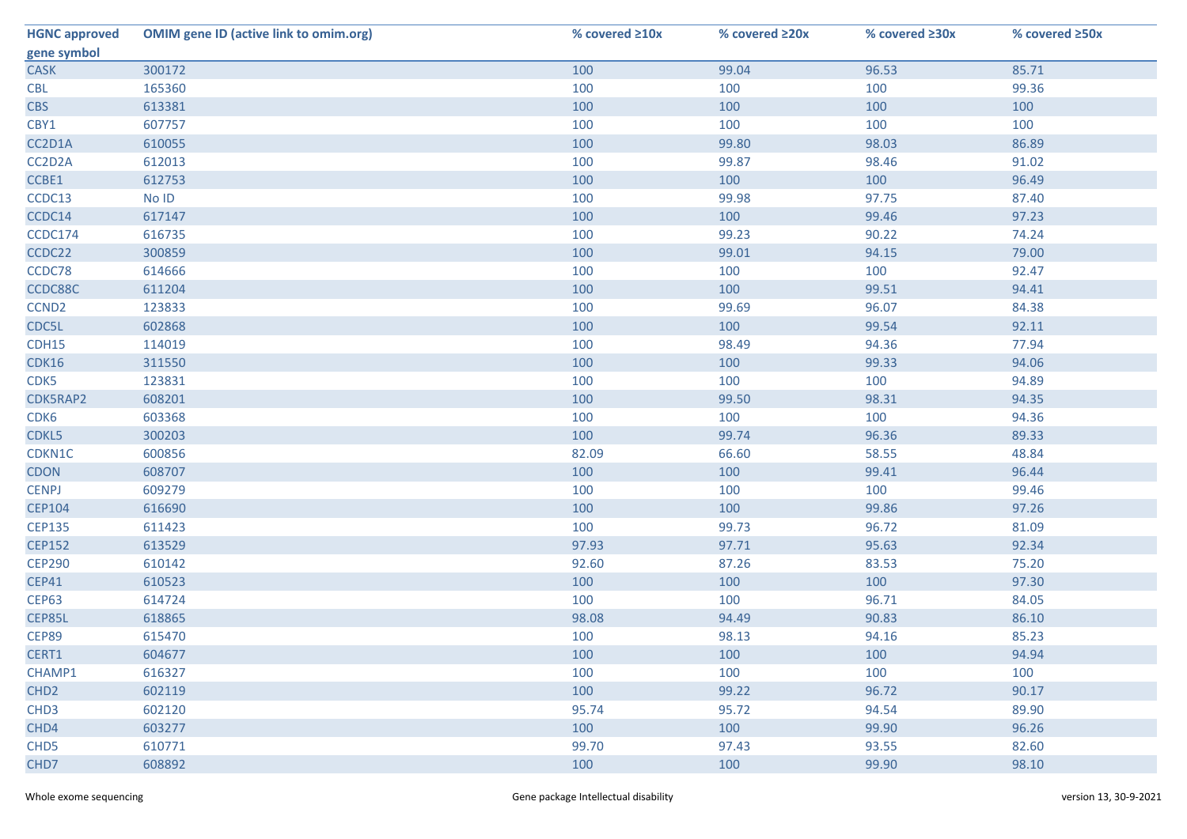| HGNC approved gene symbol | OMIM gene ID (active link to omim.org) | % covered ≥10x | % covered ≥20x | % covered ≥30x | % covered ≥50x |
|---|---|---|---|---|---|
| CASK | 300172 | 100 | 99.04 | 96.53 | 85.71 |
| CBL | 165360 | 100 | 100 | 100 | 99.36 |
| CBS | 613381 | 100 | 100 | 100 | 100 |
| CBY1 | 607757 | 100 | 100 | 100 | 100 |
| CC2D1A | 610055 | 100 | 99.80 | 98.03 | 86.89 |
| CC2D2A | 612013 | 100 | 99.87 | 98.46 | 91.02 |
| CCBE1 | 612753 | 100 | 100 | 100 | 96.49 |
| CCDC13 | No ID | 100 | 99.98 | 97.75 | 87.40 |
| CCDC14 | 617147 | 100 | 100 | 99.46 | 97.23 |
| CCDC174 | 616735 | 100 | 99.23 | 90.22 | 74.24 |
| CCDC22 | 300859 | 100 | 99.01 | 94.15 | 79.00 |
| CCDC78 | 614666 | 100 | 100 | 100 | 92.47 |
| CCDC88C | 611204 | 100 | 100 | 99.51 | 94.41 |
| CCND2 | 123833 | 100 | 99.69 | 96.07 | 84.38 |
| CDC5L | 602868 | 100 | 100 | 99.54 | 92.11 |
| CDH15 | 114019 | 100 | 98.49 | 94.36 | 77.94 |
| CDK16 | 311550 | 100 | 100 | 99.33 | 94.06 |
| CDK5 | 123831 | 100 | 100 | 100 | 94.89 |
| CDK5RAP2 | 608201 | 100 | 99.50 | 98.31 | 94.35 |
| CDK6 | 603368 | 100 | 100 | 100 | 94.36 |
| CDKL5 | 300203 | 100 | 99.74 | 96.36 | 89.33 |
| CDKN1C | 600856 | 82.09 | 66.60 | 58.55 | 48.84 |
| CDON | 608707 | 100 | 100 | 99.41 | 96.44 |
| CENPJ | 609279 | 100 | 100 | 100 | 99.46 |
| CEP104 | 616690 | 100 | 100 | 99.86 | 97.26 |
| CEP135 | 611423 | 100 | 99.73 | 96.72 | 81.09 |
| CEP152 | 613529 | 97.93 | 97.71 | 95.63 | 92.34 |
| CEP290 | 610142 | 92.60 | 87.26 | 83.53 | 75.20 |
| CEP41 | 610523 | 100 | 100 | 100 | 97.30 |
| CEP63 | 614724 | 100 | 100 | 96.71 | 84.05 |
| CEP85L | 618865 | 98.08 | 94.49 | 90.83 | 86.10 |
| CEP89 | 615470 | 100 | 98.13 | 94.16 | 85.23 |
| CERT1 | 604677 | 100 | 100 | 100 | 94.94 |
| CHAMP1 | 616327 | 100 | 100 | 100 | 100 |
| CHD2 | 602119 | 100 | 99.22 | 96.72 | 90.17 |
| CHD3 | 602120 | 95.74 | 95.72 | 94.54 | 89.90 |
| CHD4 | 603277 | 100 | 100 | 99.90 | 96.26 |
| CHD5 | 610771 | 99.70 | 97.43 | 93.55 | 82.60 |
| CHD7 | 608892 | 100 | 100 | 99.90 | 98.10 |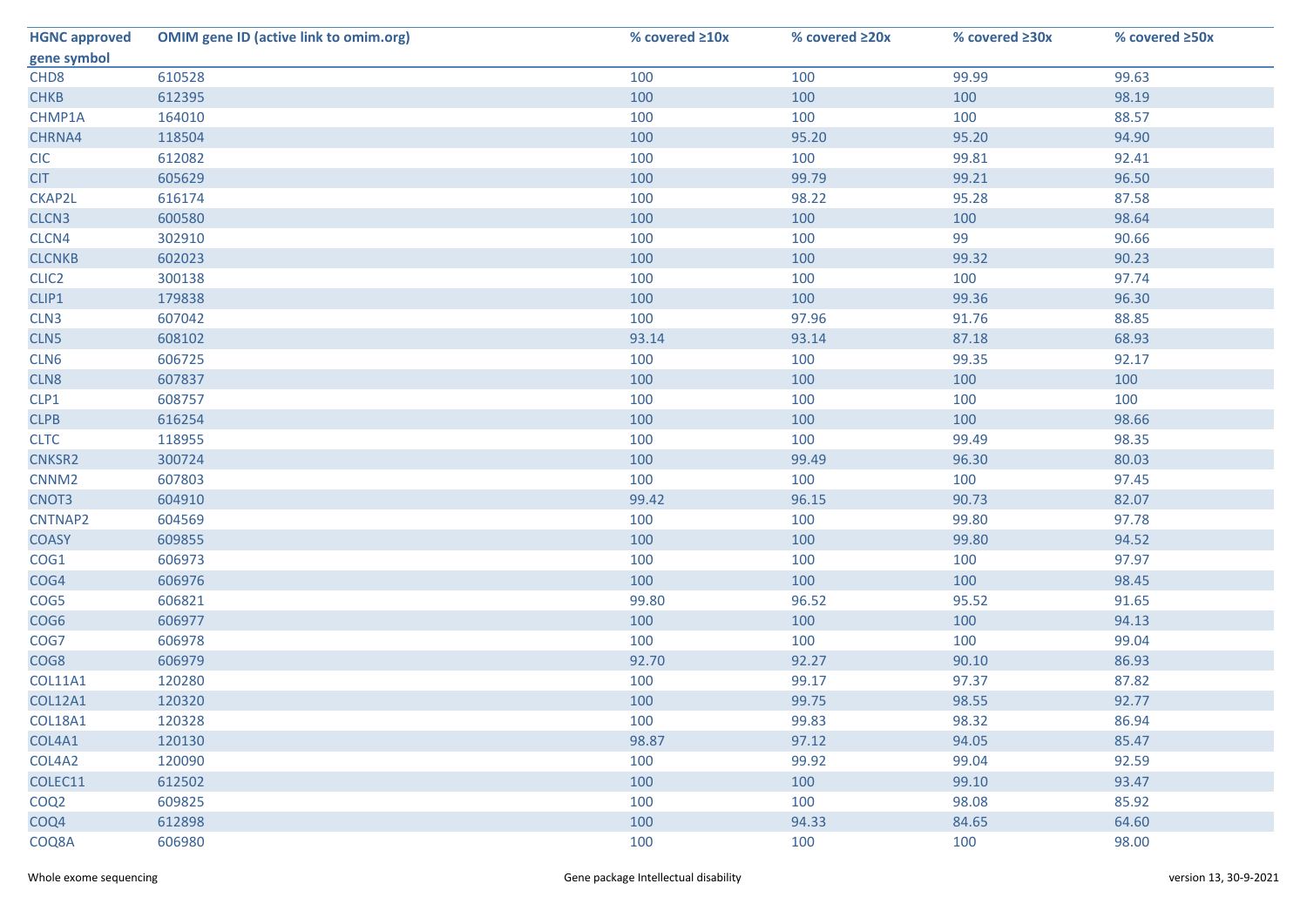| HGNC approved gene symbol | OMIM gene ID (active link to omim.org) | % covered ≥10x | % covered ≥20x | % covered ≥30x | % covered ≥50x |
|---|---|---|---|---|---|
| CHD8 | 610528 | 100 | 100 | 99.99 | 99.63 |
| CHKB | 612395 | 100 | 100 | 100 | 98.19 |
| CHMP1A | 164010 | 100 | 100 | 100 | 88.57 |
| CHRNA4 | 118504 | 100 | 95.20 | 95.20 | 94.90 |
| CIC | 612082 | 100 | 100 | 99.81 | 92.41 |
| CIT | 605629 | 100 | 99.79 | 99.21 | 96.50 |
| CKAP2L | 616174 | 100 | 98.22 | 95.28 | 87.58 |
| CLCN3 | 600580 | 100 | 100 | 100 | 98.64 |
| CLCN4 | 302910 | 100 | 100 | 99 | 90.66 |
| CLCNKB | 602023 | 100 | 100 | 99.32 | 90.23 |
| CLIC2 | 300138 | 100 | 100 | 100 | 97.74 |
| CLIP1 | 179838 | 100 | 100 | 99.36 | 96.30 |
| CLN3 | 607042 | 100 | 97.96 | 91.76 | 88.85 |
| CLN5 | 608102 | 93.14 | 93.14 | 87.18 | 68.93 |
| CLN6 | 606725 | 100 | 100 | 99.35 | 92.17 |
| CLN8 | 607837 | 100 | 100 | 100 | 100 |
| CLP1 | 608757 | 100 | 100 | 100 | 100 |
| CLPB | 616254 | 100 | 100 | 100 | 98.66 |
| CLTC | 118955 | 100 | 100 | 99.49 | 98.35 |
| CNKSR2 | 300724 | 100 | 99.49 | 96.30 | 80.03 |
| CNNM2 | 607803 | 100 | 100 | 100 | 97.45 |
| CNOT3 | 604910 | 99.42 | 96.15 | 90.73 | 82.07 |
| CNTNAP2 | 604569 | 100 | 100 | 99.80 | 97.78 |
| COASY | 609855 | 100 | 100 | 99.80 | 94.52 |
| COG1 | 606973 | 100 | 100 | 100 | 97.97 |
| COG4 | 606976 | 100 | 100 | 100 | 98.45 |
| COG5 | 606821 | 99.80 | 96.52 | 95.52 | 91.65 |
| COG6 | 606977 | 100 | 100 | 100 | 94.13 |
| COG7 | 606978 | 100 | 100 | 100 | 99.04 |
| COG8 | 606979 | 92.70 | 92.27 | 90.10 | 86.93 |
| COL11A1 | 120280 | 100 | 99.17 | 97.37 | 87.82 |
| COL12A1 | 120320 | 100 | 99.75 | 98.55 | 92.77 |
| COL18A1 | 120328 | 100 | 99.83 | 98.32 | 86.94 |
| COL4A1 | 120130 | 98.87 | 97.12 | 94.05 | 85.47 |
| COL4A2 | 120090 | 100 | 99.92 | 99.04 | 92.59 |
| COLEC11 | 612502 | 100 | 100 | 99.10 | 93.47 |
| COQ2 | 609825 | 100 | 100 | 98.08 | 85.92 |
| COQ4 | 612898 | 100 | 94.33 | 84.65 | 64.60 |
| COQ8A | 606980 | 100 | 100 | 100 | 98.00 |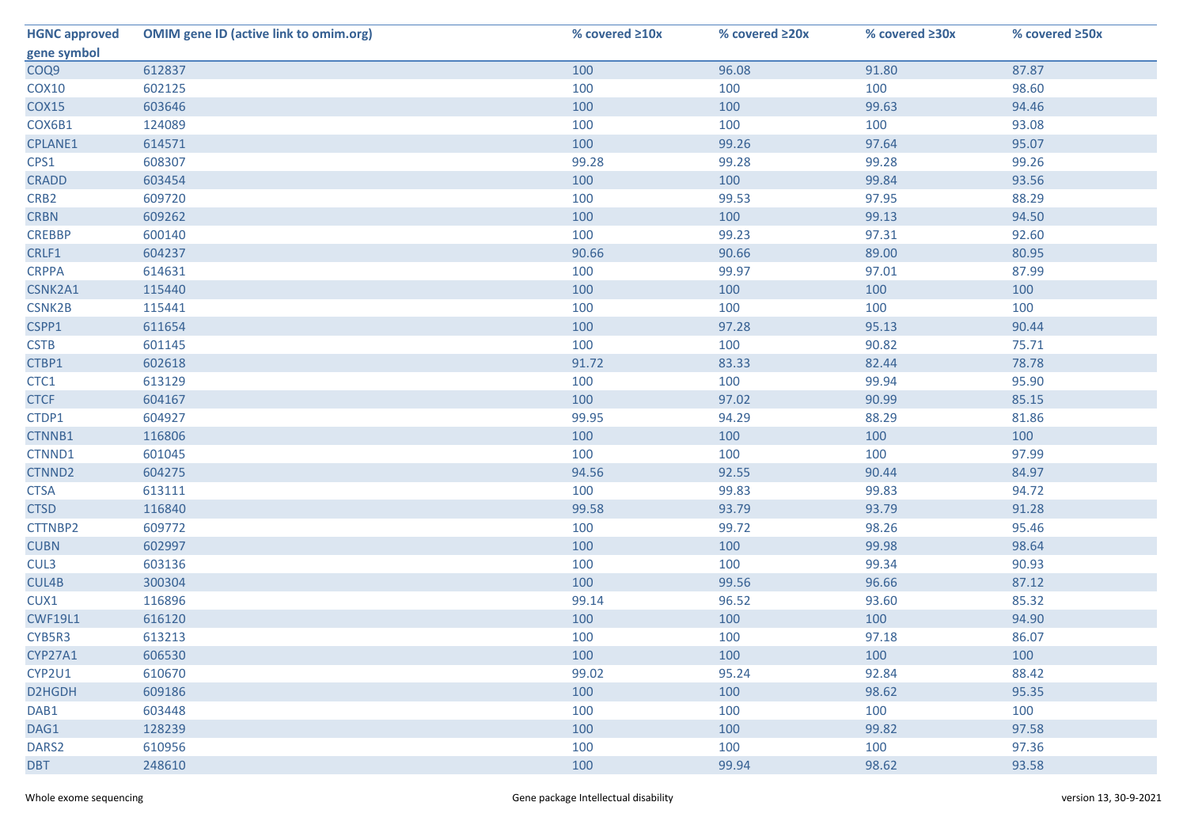| HGNC approved gene symbol | OMIM gene ID (active link to omim.org) | % covered ≥10x | % covered ≥20x | % covered ≥30x | % covered ≥50x |
|---|---|---|---|---|---|
| COQ9 | 612837 | 100 | 96.08 | 91.80 | 87.87 |
| COX10 | 602125 | 100 | 100 | 100 | 98.60 |
| COX15 | 603646 | 100 | 100 | 99.63 | 94.46 |
| COX6B1 | 124089 | 100 | 100 | 100 | 93.08 |
| CPLANE1 | 614571 | 100 | 99.26 | 97.64 | 95.07 |
| CPS1 | 608307 | 99.28 | 99.28 | 99.28 | 99.26 |
| CRADD | 603454 | 100 | 100 | 99.84 | 93.56 |
| CRB2 | 609720 | 100 | 99.53 | 97.95 | 88.29 |
| CRBN | 609262 | 100 | 100 | 99.13 | 94.50 |
| CREBBP | 600140 | 100 | 99.23 | 97.31 | 92.60 |
| CRLF1 | 604237 | 90.66 | 90.66 | 89.00 | 80.95 |
| CRPPA | 614631 | 100 | 99.97 | 97.01 | 87.99 |
| CSNK2A1 | 115440 | 100 | 100 | 100 | 100 |
| CSNK2B | 115441 | 100 | 100 | 100 | 100 |
| CSPP1 | 611654 | 100 | 97.28 | 95.13 | 90.44 |
| CSTB | 601145 | 100 | 100 | 90.82 | 75.71 |
| CTBP1 | 602618 | 91.72 | 83.33 | 82.44 | 78.78 |
| CTC1 | 613129 | 100 | 100 | 99.94 | 95.90 |
| CTCF | 604167 | 100 | 97.02 | 90.99 | 85.15 |
| CTDP1 | 604927 | 99.95 | 94.29 | 88.29 | 81.86 |
| CTNNB1 | 116806 | 100 | 100 | 100 | 100 |
| CTNND1 | 601045 | 100 | 100 | 100 | 97.99 |
| CTNND2 | 604275 | 94.56 | 92.55 | 90.44 | 84.97 |
| CTSA | 613111 | 100 | 99.83 | 99.83 | 94.72 |
| CTSD | 116840 | 99.58 | 93.79 | 93.79 | 91.28 |
| CTTNBP2 | 609772 | 100 | 99.72 | 98.26 | 95.46 |
| CUBN | 602997 | 100 | 100 | 99.98 | 98.64 |
| CUL3 | 603136 | 100 | 100 | 99.34 | 90.93 |
| CUL4B | 300304 | 100 | 99.56 | 96.66 | 87.12 |
| CUX1 | 116896 | 99.14 | 96.52 | 93.60 | 85.32 |
| CWF19L1 | 616120 | 100 | 100 | 100 | 94.90 |
| CYB5R3 | 613213 | 100 | 100 | 97.18 | 86.07 |
| CYP27A1 | 606530 | 100 | 100 | 100 | 100 |
| CYP2U1 | 610670 | 99.02 | 95.24 | 92.84 | 88.42 |
| D2HGDH | 609186 | 100 | 100 | 98.62 | 95.35 |
| DAB1 | 603448 | 100 | 100 | 100 | 100 |
| DAG1 | 128239 | 100 | 100 | 99.82 | 97.58 |
| DARS2 | 610956 | 100 | 100 | 100 | 97.36 |
| DBT | 248610 | 100 | 99.94 | 98.62 | 93.58 |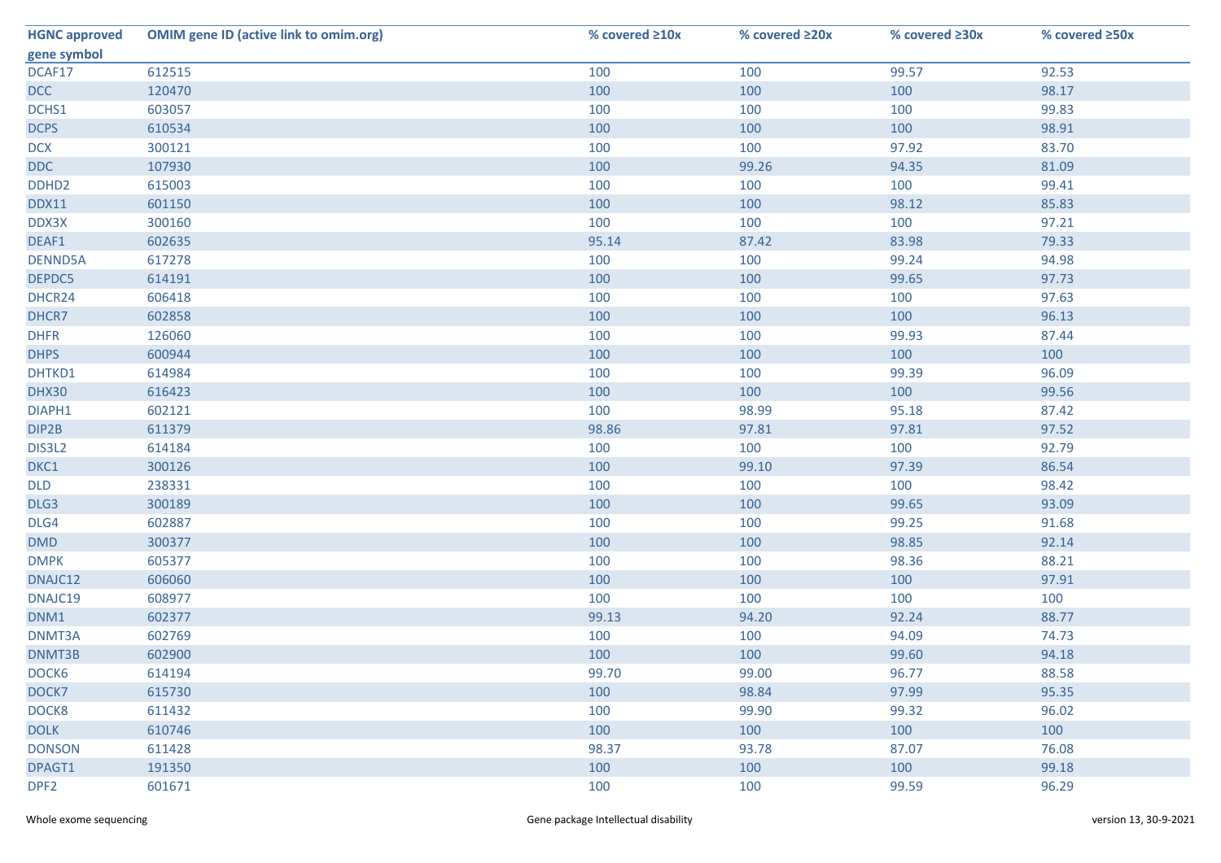| HGNC approved gene symbol | OMIM gene ID (active link to omim.org) | % covered ≥10x | % covered ≥20x | % covered ≥30x | % covered ≥50x |
|---|---|---|---|---|---|
| DCAF17 | 612515 | 100 | 100 | 99.57 | 92.53 |
| DCC | 120470 | 100 | 100 | 100 | 98.17 |
| DCHS1 | 603057 | 100 | 100 | 100 | 99.83 |
| DCPS | 610534 | 100 | 100 | 100 | 98.91 |
| DCX | 300121 | 100 | 100 | 97.92 | 83.70 |
| DDC | 107930 | 100 | 99.26 | 94.35 | 81.09 |
| DDHD2 | 615003 | 100 | 100 | 100 | 99.41 |
| DDX11 | 601150 | 100 | 100 | 98.12 | 85.83 |
| DDX3X | 300160 | 100 | 100 | 100 | 97.21 |
| DEAF1 | 602635 | 95.14 | 87.42 | 83.98 | 79.33 |
| DENND5A | 617278 | 100 | 100 | 99.24 | 94.98 |
| DEPDC5 | 614191 | 100 | 100 | 99.65 | 97.73 |
| DHCR24 | 606418 | 100 | 100 | 100 | 97.63 |
| DHCR7 | 602858 | 100 | 100 | 100 | 96.13 |
| DHFR | 126060 | 100 | 100 | 99.93 | 87.44 |
| DHPS | 600944 | 100 | 100 | 100 | 100 |
| DHTKD1 | 614984 | 100 | 100 | 99.39 | 96.09 |
| DHX30 | 616423 | 100 | 100 | 100 | 99.56 |
| DIAPH1 | 602121 | 100 | 98.99 | 95.18 | 87.42 |
| DIP2B | 611379 | 98.86 | 97.81 | 97.81 | 97.52 |
| DIS3L2 | 614184 | 100 | 100 | 100 | 92.79 |
| DKC1 | 300126 | 100 | 99.10 | 97.39 | 86.54 |
| DLD | 238331 | 100 | 100 | 100 | 98.42 |
| DLG3 | 300189 | 100 | 100 | 99.65 | 93.09 |
| DLG4 | 602887 | 100 | 100 | 99.25 | 91.68 |
| DMD | 300377 | 100 | 100 | 98.85 | 92.14 |
| DMPK | 605377 | 100 | 100 | 98.36 | 88.21 |
| DNAJC12 | 606060 | 100 | 100 | 100 | 97.91 |
| DNAJC19 | 608977 | 100 | 100 | 100 | 100 |
| DNM1 | 602377 | 99.13 | 94.20 | 92.24 | 88.77 |
| DNMT3A | 602769 | 100 | 100 | 94.09 | 74.73 |
| DNMT3B | 602900 | 100 | 100 | 99.60 | 94.18 |
| DOCK6 | 614194 | 99.70 | 99.00 | 96.77 | 88.58 |
| DOCK7 | 615730 | 100 | 98.84 | 97.99 | 95.35 |
| DOCK8 | 611432 | 100 | 99.90 | 99.32 | 96.02 |
| DOLK | 610746 | 100 | 100 | 100 | 100 |
| DONSON | 611428 | 98.37 | 93.78 | 87.07 | 76.08 |
| DPAGT1 | 191350 | 100 | 100 | 100 | 99.18 |
| DPF2 | 601671 | 100 | 100 | 99.59 | 96.29 |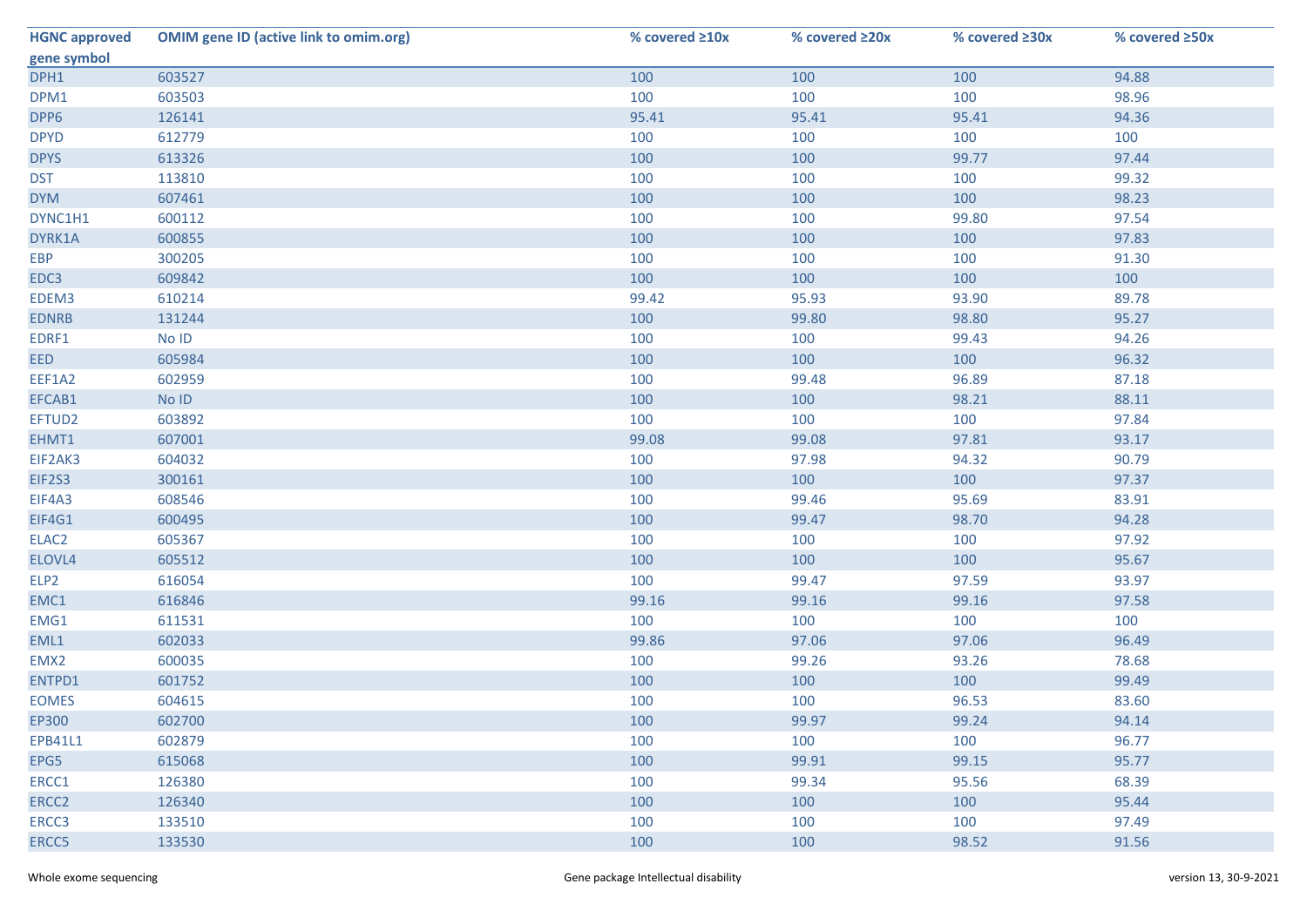| HGNC approved gene symbol | OMIM gene ID (active link to omim.org) | % covered ≥10x | % covered ≥20x | % covered ≥30x | % covered ≥50x |
|---|---|---|---|---|---|
| DPH1 | 603527 | 100 | 100 | 100 | 94.88 |
| DPM1 | 603503 | 100 | 100 | 100 | 98.96 |
| DPP6 | 126141 | 95.41 | 95.41 | 95.41 | 94.36 |
| DPYD | 612779 | 100 | 100 | 100 | 100 |
| DPYS | 613326 | 100 | 100 | 99.77 | 97.44 |
| DST | 113810 | 100 | 100 | 100 | 99.32 |
| DYM | 607461 | 100 | 100 | 100 | 98.23 |
| DYNC1H1 | 600112 | 100 | 100 | 99.80 | 97.54 |
| DYRK1A | 600855 | 100 | 100 | 100 | 97.83 |
| EBP | 300205 | 100 | 100 | 100 | 91.30 |
| EDC3 | 609842 | 100 | 100 | 100 | 100 |
| EDEM3 | 610214 | 99.42 | 95.93 | 93.90 | 89.78 |
| EDNRB | 131244 | 100 | 99.80 | 98.80 | 95.27 |
| EDRF1 | No ID | 100 | 100 | 99.43 | 94.26 |
| EED | 605984 | 100 | 100 | 100 | 96.32 |
| EEF1A2 | 602959 | 100 | 99.48 | 96.89 | 87.18 |
| EFCAB1 | No ID | 100 | 100 | 98.21 | 88.11 |
| EFTUD2 | 603892 | 100 | 100 | 100 | 97.84 |
| EHMT1 | 607001 | 99.08 | 99.08 | 97.81 | 93.17 |
| EIF2AK3 | 604032 | 100 | 97.98 | 94.32 | 90.79 |
| EIF2S3 | 300161 | 100 | 100 | 100 | 97.37 |
| EIF4A3 | 608546 | 100 | 99.46 | 95.69 | 83.91 |
| EIF4G1 | 600495 | 100 | 99.47 | 98.70 | 94.28 |
| ELAC2 | 605367 | 100 | 100 | 100 | 97.92 |
| ELOVL4 | 605512 | 100 | 100 | 100 | 95.67 |
| ELP2 | 616054 | 100 | 99.47 | 97.59 | 93.97 |
| EMC1 | 616846 | 99.16 | 99.16 | 99.16 | 97.58 |
| EMG1 | 611531 | 100 | 100 | 100 | 100 |
| EML1 | 602033 | 99.86 | 97.06 | 97.06 | 96.49 |
| EMX2 | 600035 | 100 | 99.26 | 93.26 | 78.68 |
| ENTPD1 | 601752 | 100 | 100 | 100 | 99.49 |
| EOMES | 604615 | 100 | 100 | 96.53 | 83.60 |
| EP300 | 602700 | 100 | 99.97 | 99.24 | 94.14 |
| EPB41L1 | 602879 | 100 | 100 | 100 | 96.77 |
| EPG5 | 615068 | 100 | 99.91 | 99.15 | 95.77 |
| ERCC1 | 126380 | 100 | 99.34 | 95.56 | 68.39 |
| ERCC2 | 126340 | 100 | 100 | 100 | 95.44 |
| ERCC3 | 133510 | 100 | 100 | 100 | 97.49 |
| ERCC5 | 133530 | 100 | 100 | 98.52 | 91.56 |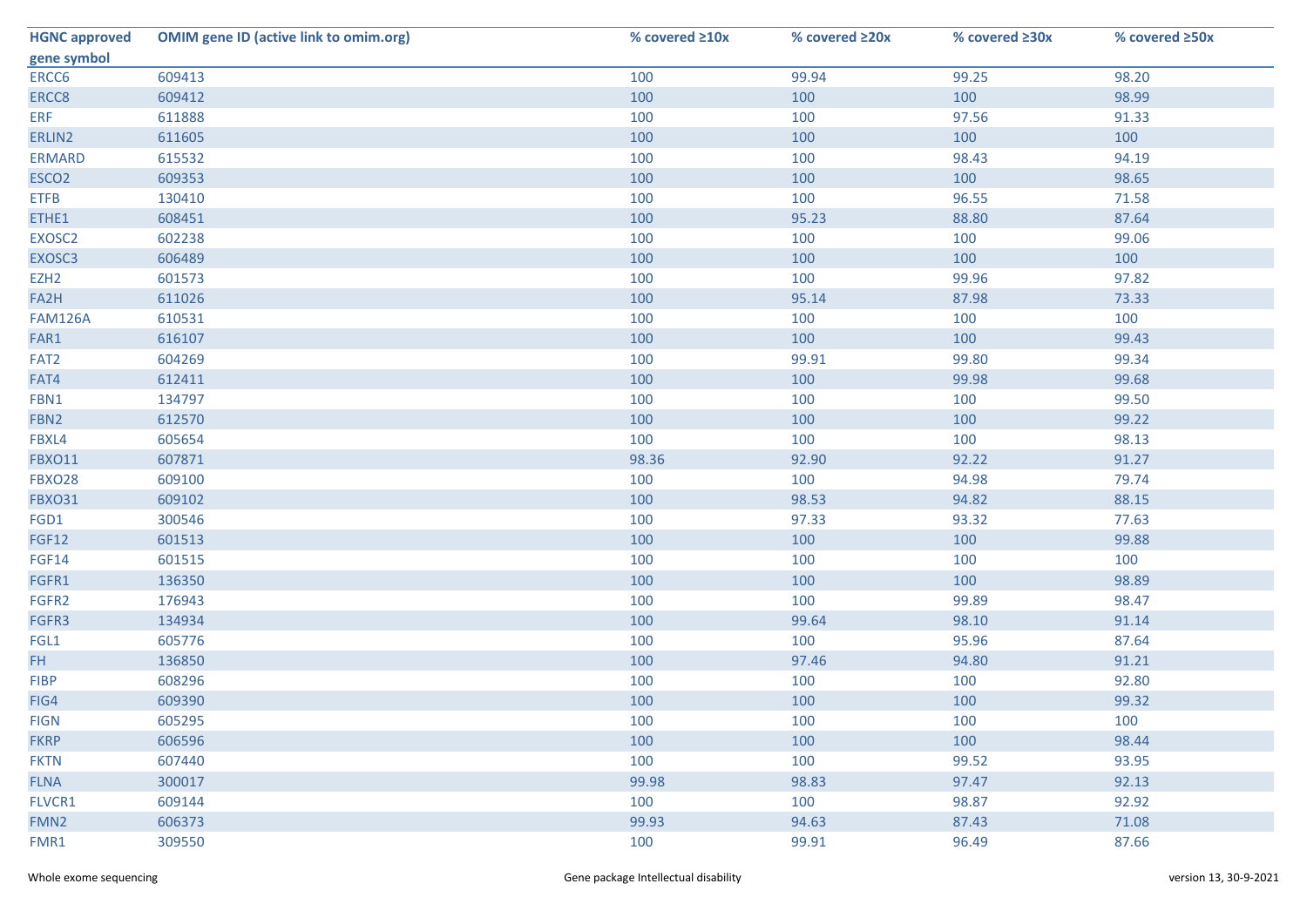| HGNC approved gene symbol | OMIM gene ID (active link to omim.org) | % covered ≥10x | % covered ≥20x | % covered ≥30x | % covered ≥50x |
|---|---|---|---|---|---|
| ERCC6 | 609413 | 100 | 99.94 | 99.25 | 98.20 |
| ERCC8 | 609412 | 100 | 100 | 100 | 98.99 |
| ERF | 611888 | 100 | 100 | 97.56 | 91.33 |
| ERLIN2 | 611605 | 100 | 100 | 100 | 100 |
| ERMARD | 615532 | 100 | 100 | 98.43 | 94.19 |
| ESCO2 | 609353 | 100 | 100 | 100 | 98.65 |
| ETFB | 130410 | 100 | 100 | 96.55 | 71.58 |
| ETHE1 | 608451 | 100 | 95.23 | 88.80 | 87.64 |
| EXOSC2 | 602238 | 100 | 100 | 100 | 99.06 |
| EXOSC3 | 606489 | 100 | 100 | 100 | 100 |
| EZH2 | 601573 | 100 | 100 | 99.96 | 97.82 |
| FA2H | 611026 | 100 | 95.14 | 87.98 | 73.33 |
| FAM126A | 610531 | 100 | 100 | 100 | 100 |
| FAR1 | 616107 | 100 | 100 | 100 | 99.43 |
| FAT2 | 604269 | 100 | 99.91 | 99.80 | 99.34 |
| FAT4 | 612411 | 100 | 100 | 99.98 | 99.68 |
| FBN1 | 134797 | 100 | 100 | 100 | 99.50 |
| FBN2 | 612570 | 100 | 100 | 100 | 99.22 |
| FBXL4 | 605654 | 100 | 100 | 100 | 98.13 |
| FBXO11 | 607871 | 98.36 | 92.90 | 92.22 | 91.27 |
| FBXO28 | 609100 | 100 | 100 | 94.98 | 79.74 |
| FBXO31 | 609102 | 100 | 98.53 | 94.82 | 88.15 |
| FGD1 | 300546 | 100 | 97.33 | 93.32 | 77.63 |
| FGF12 | 601513 | 100 | 100 | 100 | 99.88 |
| FGF14 | 601515 | 100 | 100 | 100 | 100 |
| FGFR1 | 136350 | 100 | 100 | 100 | 98.89 |
| FGFR2 | 176943 | 100 | 100 | 99.89 | 98.47 |
| FGFR3 | 134934 | 100 | 99.64 | 98.10 | 91.14 |
| FGL1 | 605776 | 100 | 100 | 95.96 | 87.64 |
| FH | 136850 | 100 | 97.46 | 94.80 | 91.21 |
| FIBP | 608296 | 100 | 100 | 100 | 92.80 |
| FIG4 | 609390 | 100 | 100 | 100 | 99.32 |
| FIGN | 605295 | 100 | 100 | 100 | 100 |
| FKRP | 606596 | 100 | 100 | 100 | 98.44 |
| FKTN | 607440 | 100 | 100 | 99.52 | 93.95 |
| FLNA | 300017 | 99.98 | 98.83 | 97.47 | 92.13 |
| FLVCR1 | 609144 | 100 | 100 | 98.87 | 92.92 |
| FMN2 | 606373 | 99.93 | 94.63 | 87.43 | 71.08 |
| FMR1 | 309550 | 100 | 99.91 | 96.49 | 87.66 |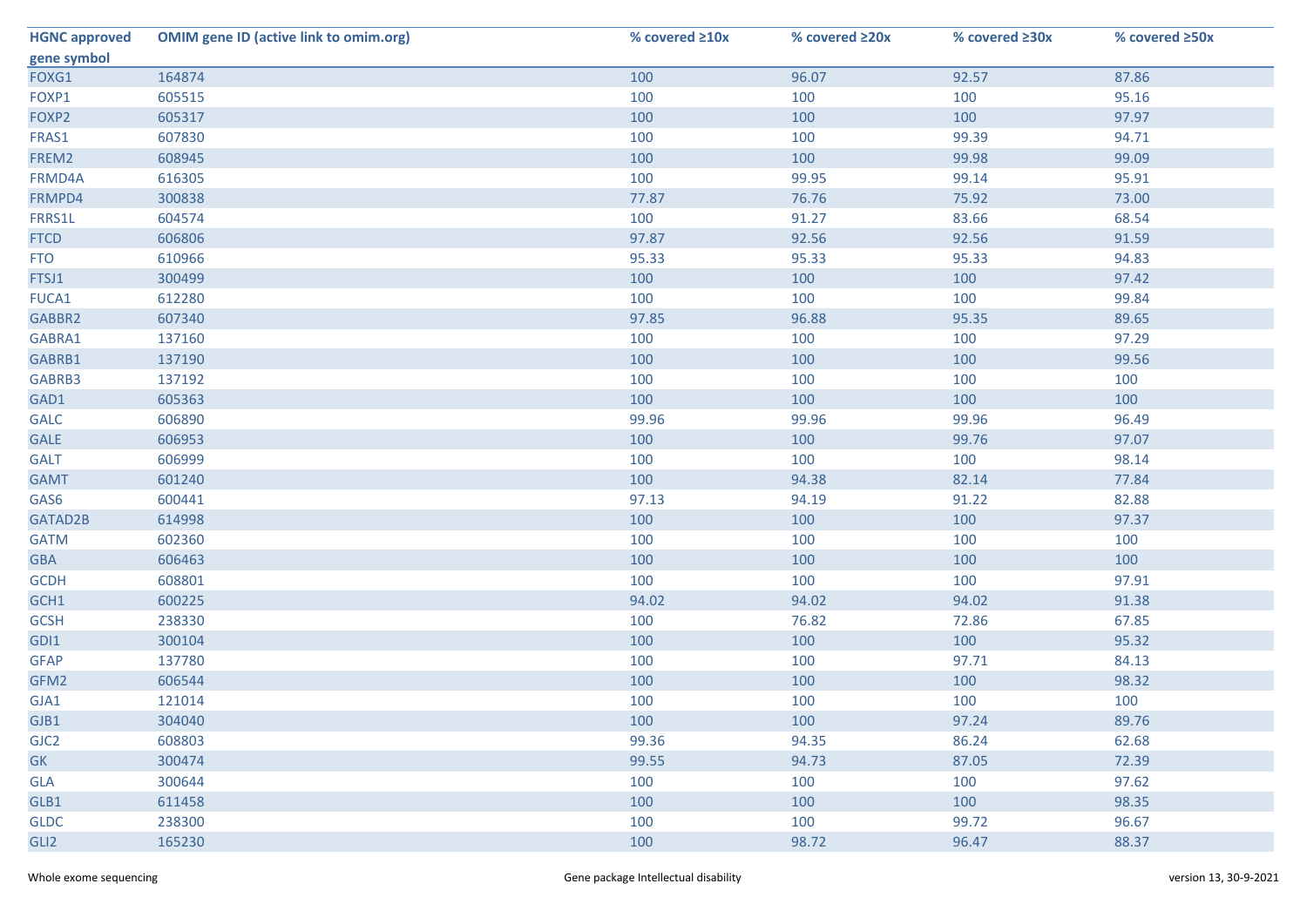| HGNC approved gene symbol | OMIM gene ID (active link to omim.org) | % covered ≥10x | % covered ≥20x | % covered ≥30x | % covered ≥50x |
|---|---|---|---|---|---|
| FOXG1 | 164874 | 100 | 96.07 | 92.57 | 87.86 |
| FOXP1 | 605515 | 100 | 100 | 100 | 95.16 |
| FOXP2 | 605317 | 100 | 100 | 100 | 97.97 |
| FRAS1 | 607830 | 100 | 100 | 99.39 | 94.71 |
| FREM2 | 608945 | 100 | 100 | 99.98 | 99.09 |
| FRMD4A | 616305 | 100 | 99.95 | 99.14 | 95.91 |
| FRMPD4 | 300838 | 77.87 | 76.76 | 75.92 | 73.00 |
| FRRS1L | 604574 | 100 | 91.27 | 83.66 | 68.54 |
| FTCD | 606806 | 97.87 | 92.56 | 92.56 | 91.59 |
| FTO | 610966 | 95.33 | 95.33 | 95.33 | 94.83 |
| FTSJ1 | 300499 | 100 | 100 | 100 | 97.42 |
| FUCA1 | 612280 | 100 | 100 | 100 | 99.84 |
| GABBR2 | 607340 | 97.85 | 96.88 | 95.35 | 89.65 |
| GABRA1 | 137160 | 100 | 100 | 100 | 97.29 |
| GABRB1 | 137190 | 100 | 100 | 100 | 99.56 |
| GABRB3 | 137192 | 100 | 100 | 100 | 100 |
| GAD1 | 605363 | 100 | 100 | 100 | 100 |
| GALC | 606890 | 99.96 | 99.96 | 99.96 | 96.49 |
| GALE | 606953 | 100 | 100 | 99.76 | 97.07 |
| GALT | 606999 | 100 | 100 | 100 | 98.14 |
| GAMT | 601240 | 100 | 94.38 | 82.14 | 77.84 |
| GAS6 | 600441 | 97.13 | 94.19 | 91.22 | 82.88 |
| GATAD2B | 614998 | 100 | 100 | 100 | 97.37 |
| GATM | 602360 | 100 | 100 | 100 | 100 |
| GBA | 606463 | 100 | 100 | 100 | 100 |
| GCDH | 608801 | 100 | 100 | 100 | 97.91 |
| GCH1 | 600225 | 94.02 | 94.02 | 94.02 | 91.38 |
| GCSH | 238330 | 100 | 76.82 | 72.86 | 67.85 |
| GDI1 | 300104 | 100 | 100 | 100 | 95.32 |
| GFAP | 137780 | 100 | 100 | 97.71 | 84.13 |
| GFM2 | 606544 | 100 | 100 | 100 | 98.32 |
| GJA1 | 121014 | 100 | 100 | 100 | 100 |
| GJB1 | 304040 | 100 | 100 | 97.24 | 89.76 |
| GJC2 | 608803 | 99.36 | 94.35 | 86.24 | 62.68 |
| GK | 300474 | 99.55 | 94.73 | 87.05 | 72.39 |
| GLA | 300644 | 100 | 100 | 100 | 97.62 |
| GLB1 | 611458 | 100 | 100 | 100 | 98.35 |
| GLDC | 238300 | 100 | 100 | 99.72 | 96.67 |
| GLI2 | 165230 | 100 | 98.72 | 96.47 | 88.37 |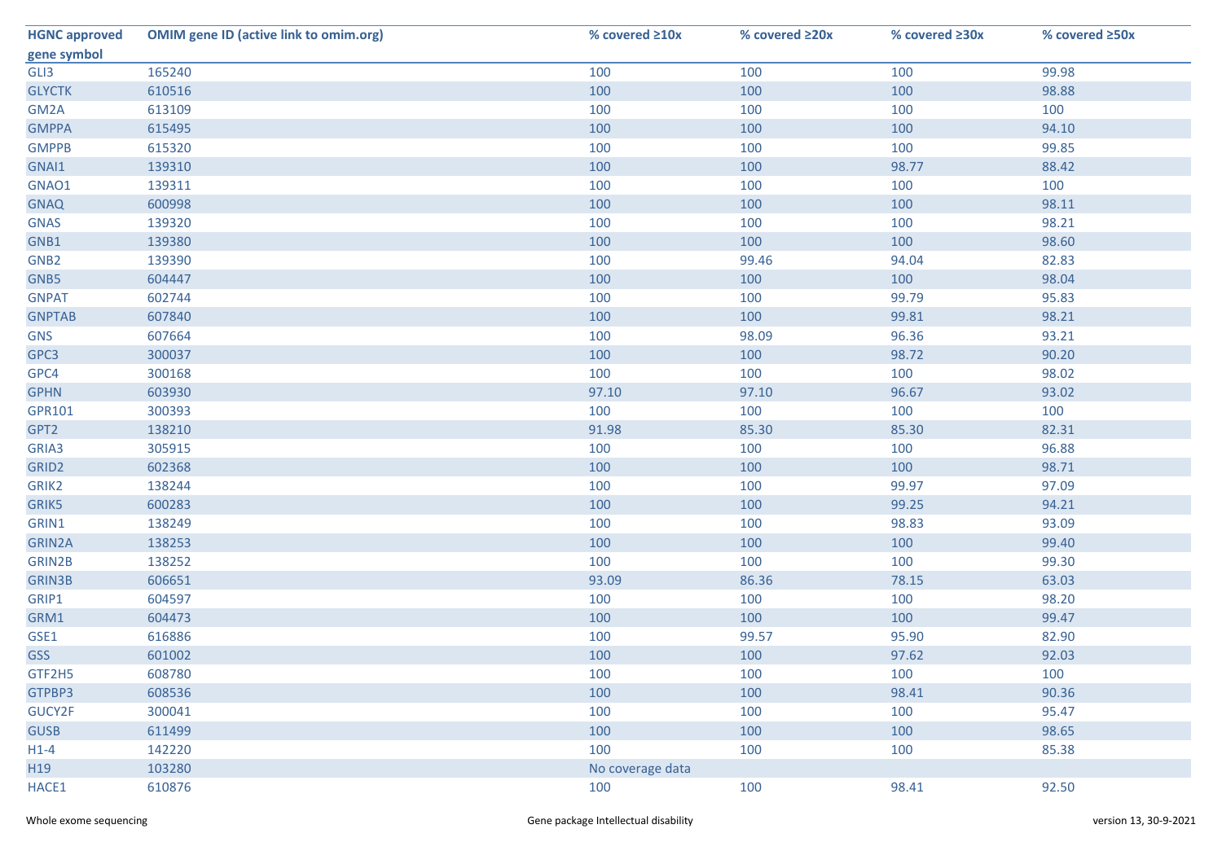| HGNC approved gene symbol | OMIM gene ID (active link to omim.org) | % covered ≥10x | % covered ≥20x | % covered ≥30x | % covered ≥50x |
|---|---|---|---|---|---|
| GLI3 | 165240 | 100 | 100 | 100 | 99.98 |
| GLYCTK | 610516 | 100 | 100 | 100 | 98.88 |
| GM2A | 613109 | 100 | 100 | 100 | 100 |
| GMPPA | 615495 | 100 | 100 | 100 | 94.10 |
| GMPPB | 615320 | 100 | 100 | 100 | 99.85 |
| GNAI1 | 139310 | 100 | 100 | 98.77 | 88.42 |
| GNAO1 | 139311 | 100 | 100 | 100 | 100 |
| GNAQ | 600998 | 100 | 100 | 100 | 98.11 |
| GNAS | 139320 | 100 | 100 | 100 | 98.21 |
| GNB1 | 139380 | 100 | 100 | 100 | 98.60 |
| GNB2 | 139390 | 100 | 99.46 | 94.04 | 82.83 |
| GNB5 | 604447 | 100 | 100 | 100 | 98.04 |
| GNPAT | 602744 | 100 | 100 | 99.79 | 95.83 |
| GNPTAB | 607840 | 100 | 100 | 99.81 | 98.21 |
| GNS | 607664 | 100 | 98.09 | 96.36 | 93.21 |
| GPC3 | 300037 | 100 | 100 | 98.72 | 90.20 |
| GPC4 | 300168 | 100 | 100 | 100 | 98.02 |
| GPHN | 603930 | 97.10 | 97.10 | 96.67 | 93.02 |
| GPR101 | 300393 | 100 | 100 | 100 | 100 |
| GPT2 | 138210 | 91.98 | 85.30 | 85.30 | 82.31 |
| GRIA3 | 305915 | 100 | 100 | 100 | 96.88 |
| GRID2 | 602368 | 100 | 100 | 100 | 98.71 |
| GRIK2 | 138244 | 100 | 100 | 99.97 | 97.09 |
| GRIK5 | 600283 | 100 | 100 | 99.25 | 94.21 |
| GRIN1 | 138249 | 100 | 100 | 98.83 | 93.09 |
| GRIN2A | 138253 | 100 | 100 | 100 | 99.40 |
| GRIN2B | 138252 | 100 | 100 | 100 | 99.30 |
| GRIN3B | 606651 | 93.09 | 86.36 | 78.15 | 63.03 |
| GRIP1 | 604597 | 100 | 100 | 100 | 98.20 |
| GRM1 | 604473 | 100 | 100 | 100 | 99.47 |
| GSE1 | 616886 | 100 | 99.57 | 95.90 | 82.90 |
| GSS | 601002 | 100 | 100 | 97.62 | 92.03 |
| GTF2H5 | 608780 | 100 | 100 | 100 | 100 |
| GTPBP3 | 608536 | 100 | 100 | 98.41 | 90.36 |
| GUCY2F | 300041 | 100 | 100 | 100 | 95.47 |
| GUSB | 611499 | 100 | 100 | 100 | 98.65 |
| H1-4 | 142220 | 100 | 100 | 100 | 85.38 |
| H19 | 103280 | No coverage data | | | |
| HACE1 | 610876 | 100 | 100 | 98.41 | 92.50 |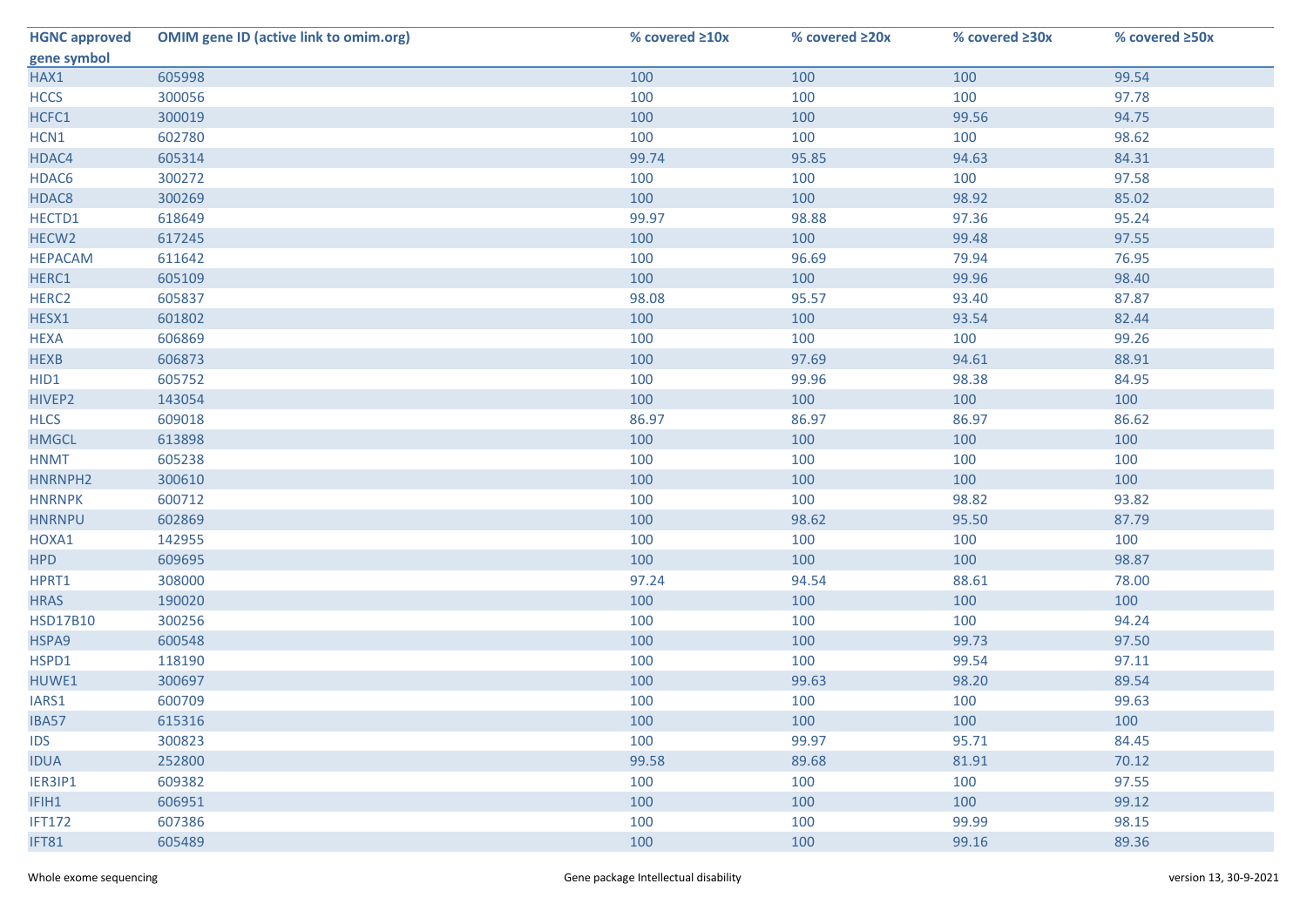| HGNC approved gene symbol | OMIM gene ID (active link to omim.org) | % covered ≥10x | % covered ≥20x | % covered ≥30x | % covered ≥50x |
|---|---|---|---|---|---|
| HAX1 | 605998 | 100 | 100 | 100 | 99.54 |
| HCCS | 300056 | 100 | 100 | 100 | 97.78 |
| HCFC1 | 300019 | 100 | 100 | 99.56 | 94.75 |
| HCN1 | 602780 | 100 | 100 | 100 | 98.62 |
| HDAC4 | 605314 | 99.74 | 95.85 | 94.63 | 84.31 |
| HDAC6 | 300272 | 100 | 100 | 100 | 97.58 |
| HDAC8 | 300269 | 100 | 100 | 98.92 | 85.02 |
| HECTD1 | 618649 | 99.97 | 98.88 | 97.36 | 95.24 |
| HECW2 | 617245 | 100 | 100 | 99.48 | 97.55 |
| HEPACAM | 611642 | 100 | 96.69 | 79.94 | 76.95 |
| HERC1 | 605109 | 100 | 100 | 99.96 | 98.40 |
| HERC2 | 605837 | 98.08 | 95.57 | 93.40 | 87.87 |
| HESX1 | 601802 | 100 | 100 | 93.54 | 82.44 |
| HEXA | 606869 | 100 | 100 | 100 | 99.26 |
| HEXB | 606873 | 100 | 97.69 | 94.61 | 88.91 |
| HID1 | 605752 | 100 | 99.96 | 98.38 | 84.95 |
| HIVEP2 | 143054 | 100 | 100 | 100 | 100 |
| HLCS | 609018 | 86.97 | 86.97 | 86.97 | 86.62 |
| HMGCL | 613898 | 100 | 100 | 100 | 100 |
| HNMT | 605238 | 100 | 100 | 100 | 100 |
| HNRNPH2 | 300610 | 100 | 100 | 100 | 100 |
| HNRNPK | 600712 | 100 | 100 | 98.82 | 93.82 |
| HNRNPU | 602869 | 100 | 98.62 | 95.50 | 87.79 |
| HOXA1 | 142955 | 100 | 100 | 100 | 100 |
| HPD | 609695 | 100 | 100 | 100 | 98.87 |
| HPRT1 | 308000 | 97.24 | 94.54 | 88.61 | 78.00 |
| HRAS | 190020 | 100 | 100 | 100 | 100 |
| HSD17B10 | 300256 | 100 | 100 | 100 | 94.24 |
| HSPA9 | 600548 | 100 | 100 | 99.73 | 97.50 |
| HSPD1 | 118190 | 100 | 100 | 99.54 | 97.11 |
| HUWE1 | 300697 | 100 | 99.63 | 98.20 | 89.54 |
| IARS1 | 600709 | 100 | 100 | 100 | 99.63 |
| IBA57 | 615316 | 100 | 100 | 100 | 100 |
| IDS | 300823 | 100 | 99.97 | 95.71 | 84.45 |
| IDUA | 252800 | 99.58 | 89.68 | 81.91 | 70.12 |
| IER3IP1 | 609382 | 100 | 100 | 100 | 97.55 |
| IFIH1 | 606951 | 100 | 100 | 100 | 99.12 |
| IFT172 | 607386 | 100 | 100 | 99.99 | 98.15 |
| IFT81 | 605489 | 100 | 100 | 99.16 | 89.36 |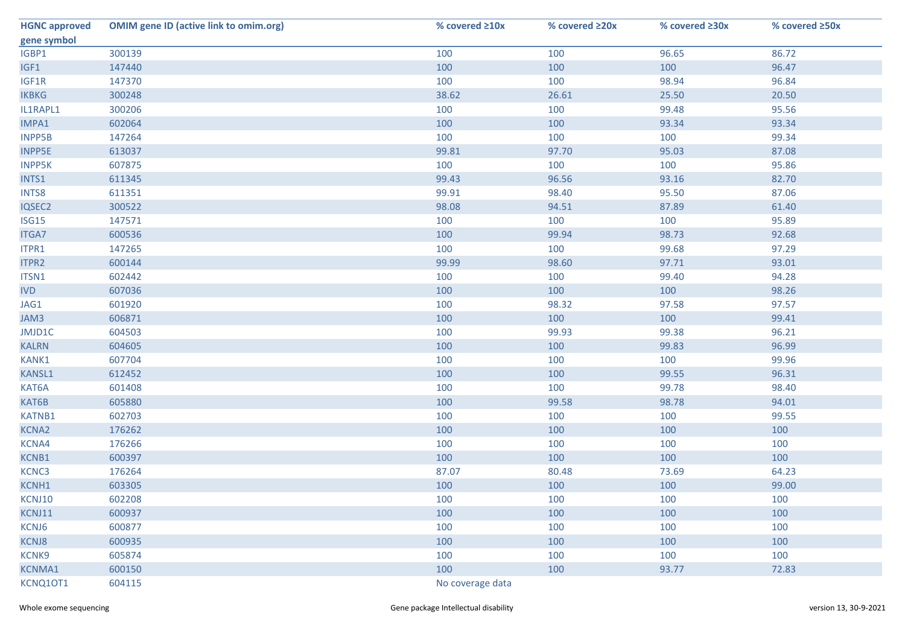| HGNC approved gene symbol | OMIM gene ID (active link to omim.org) | % covered ≥10x | % covered ≥20x | % covered ≥30x | % covered ≥50x |
|---|---|---|---|---|---|
| IGBP1 | 300139 | 100 | 100 | 96.65 | 86.72 |
| IGF1 | 147440 | 100 | 100 | 100 | 96.47 |
| IGF1R | 147370 | 100 | 100 | 98.94 | 96.84 |
| IKBKG | 300248 | 38.62 | 26.61 | 25.50 | 20.50 |
| IL1RAPL1 | 300206 | 100 | 100 | 99.48 | 95.56 |
| IMPA1 | 602064 | 100 | 100 | 93.34 | 93.34 |
| INPP5B | 147264 | 100 | 100 | 100 | 99.34 |
| INPP5E | 613037 | 99.81 | 97.70 | 95.03 | 87.08 |
| INPP5K | 607875 | 100 | 100 | 100 | 95.86 |
| INTS1 | 611345 | 99.43 | 96.56 | 93.16 | 82.70 |
| INTS8 | 611351 | 99.91 | 98.40 | 95.50 | 87.06 |
| IQSEC2 | 300522 | 98.08 | 94.51 | 87.89 | 61.40 |
| ISG15 | 147571 | 100 | 100 | 100 | 95.89 |
| ITGA7 | 600536 | 100 | 99.94 | 98.73 | 92.68 |
| ITPR1 | 147265 | 100 | 100 | 99.68 | 97.29 |
| ITPR2 | 600144 | 99.99 | 98.60 | 97.71 | 93.01 |
| ITSN1 | 602442 | 100 | 100 | 99.40 | 94.28 |
| IVD | 607036 | 100 | 100 | 100 | 98.26 |
| JAG1 | 601920 | 100 | 98.32 | 97.58 | 97.57 |
| JAM3 | 606871 | 100 | 100 | 100 | 99.41 |
| JMJD1C | 604503 | 100 | 99.93 | 99.38 | 96.21 |
| KALRN | 604605 | 100 | 100 | 99.83 | 96.99 |
| KANK1 | 607704 | 100 | 100 | 100 | 99.96 |
| KANSL1 | 612452 | 100 | 100 | 99.55 | 96.31 |
| KAT6A | 601408 | 100 | 100 | 99.78 | 98.40 |
| KAT6B | 605880 | 100 | 99.58 | 98.78 | 94.01 |
| KATNB1 | 602703 | 100 | 100 | 100 | 99.55 |
| KCNA2 | 176262 | 100 | 100 | 100 | 100 |
| KCNA4 | 176266 | 100 | 100 | 100 | 100 |
| KCNB1 | 600397 | 100 | 100 | 100 | 100 |
| KCNC3 | 176264 | 87.07 | 80.48 | 73.69 | 64.23 |
| KCNH1 | 603305 | 100 | 100 | 100 | 99.00 |
| KCNJ10 | 602208 | 100 | 100 | 100 | 100 |
| KCNJ11 | 600937 | 100 | 100 | 100 | 100 |
| KCNJ6 | 600877 | 100 | 100 | 100 | 100 |
| KCNJ8 | 600935 | 100 | 100 | 100 | 100 |
| KCNK9 | 605874 | 100 | 100 | 100 | 100 |
| KCNMA1 | 600150 | 100 | 100 | 93.77 | 72.83 |
| KCNQ1OT1 | 604115 | No coverage data | | | |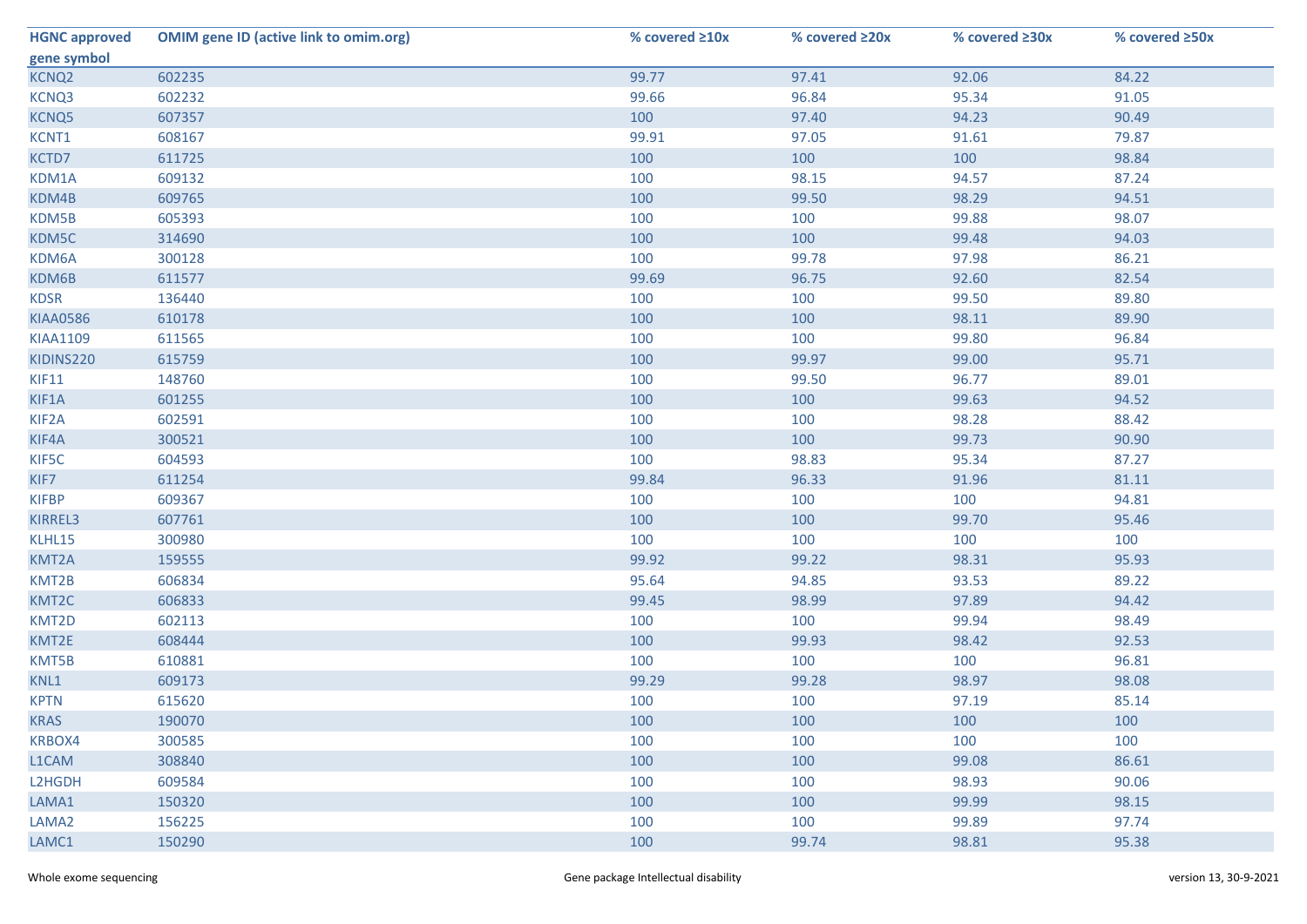| HGNC approved gene symbol | OMIM gene ID (active link to omim.org) | % covered ≥10x | % covered ≥20x | % covered ≥30x | % covered ≥50x |
|---|---|---|---|---|---|
| KCNQ2 | 602235 | 99.77 | 97.41 | 92.06 | 84.22 |
| KCNQ3 | 602232 | 99.66 | 96.84 | 95.34 | 91.05 |
| KCNQ5 | 607357 | 100 | 97.40 | 94.23 | 90.49 |
| KCNT1 | 608167 | 99.91 | 97.05 | 91.61 | 79.87 |
| KCTD7 | 611725 | 100 | 100 | 100 | 98.84 |
| KDM1A | 609132 | 100 | 98.15 | 94.57 | 87.24 |
| KDM4B | 609765 | 100 | 99.50 | 98.29 | 94.51 |
| KDM5B | 605393 | 100 | 100 | 99.88 | 98.07 |
| KDM5C | 314690 | 100 | 100 | 99.48 | 94.03 |
| KDM6A | 300128 | 100 | 99.78 | 97.98 | 86.21 |
| KDM6B | 611577 | 99.69 | 96.75 | 92.60 | 82.54 |
| KDSR | 136440 | 100 | 100 | 99.50 | 89.80 |
| KIAA0586 | 610178 | 100 | 100 | 98.11 | 89.90 |
| KIAA1109 | 611565 | 100 | 100 | 99.80 | 96.84 |
| KIDINS220 | 615759 | 100 | 99.97 | 99.00 | 95.71 |
| KIF11 | 148760 | 100 | 99.50 | 96.77 | 89.01 |
| KIF1A | 601255 | 100 | 100 | 99.63 | 94.52 |
| KIF2A | 602591 | 100 | 100 | 98.28 | 88.42 |
| KIF4A | 300521 | 100 | 100 | 99.73 | 90.90 |
| KIF5C | 604593 | 100 | 98.83 | 95.34 | 87.27 |
| KIF7 | 611254 | 99.84 | 96.33 | 91.96 | 81.11 |
| KIFBP | 609367 | 100 | 100 | 100 | 94.81 |
| KIRREL3 | 607761 | 100 | 100 | 99.70 | 95.46 |
| KLHL15 | 300980 | 100 | 100 | 100 | 100 |
| KMT2A | 159555 | 99.92 | 99.22 | 98.31 | 95.93 |
| KMT2B | 606834 | 95.64 | 94.85 | 93.53 | 89.22 |
| KMT2C | 606833 | 99.45 | 98.99 | 97.89 | 94.42 |
| KMT2D | 602113 | 100 | 100 | 99.94 | 98.49 |
| KMT2E | 608444 | 100 | 99.93 | 98.42 | 92.53 |
| KMT5B | 610881 | 100 | 100 | 100 | 96.81 |
| KNL1 | 609173 | 99.29 | 99.28 | 98.97 | 98.08 |
| KPTN | 615620 | 100 | 100 | 97.19 | 85.14 |
| KRAS | 190070 | 100 | 100 | 100 | 100 |
| KRBOX4 | 300585 | 100 | 100 | 100 | 100 |
| L1CAM | 308840 | 100 | 100 | 99.08 | 86.61 |
| L2HGDH | 609584 | 100 | 100 | 98.93 | 90.06 |
| LAMA1 | 150320 | 100 | 100 | 99.99 | 98.15 |
| LAMA2 | 156225 | 100 | 100 | 99.89 | 97.74 |
| LAMC1 | 150290 | 100 | 99.74 | 98.81 | 95.38 |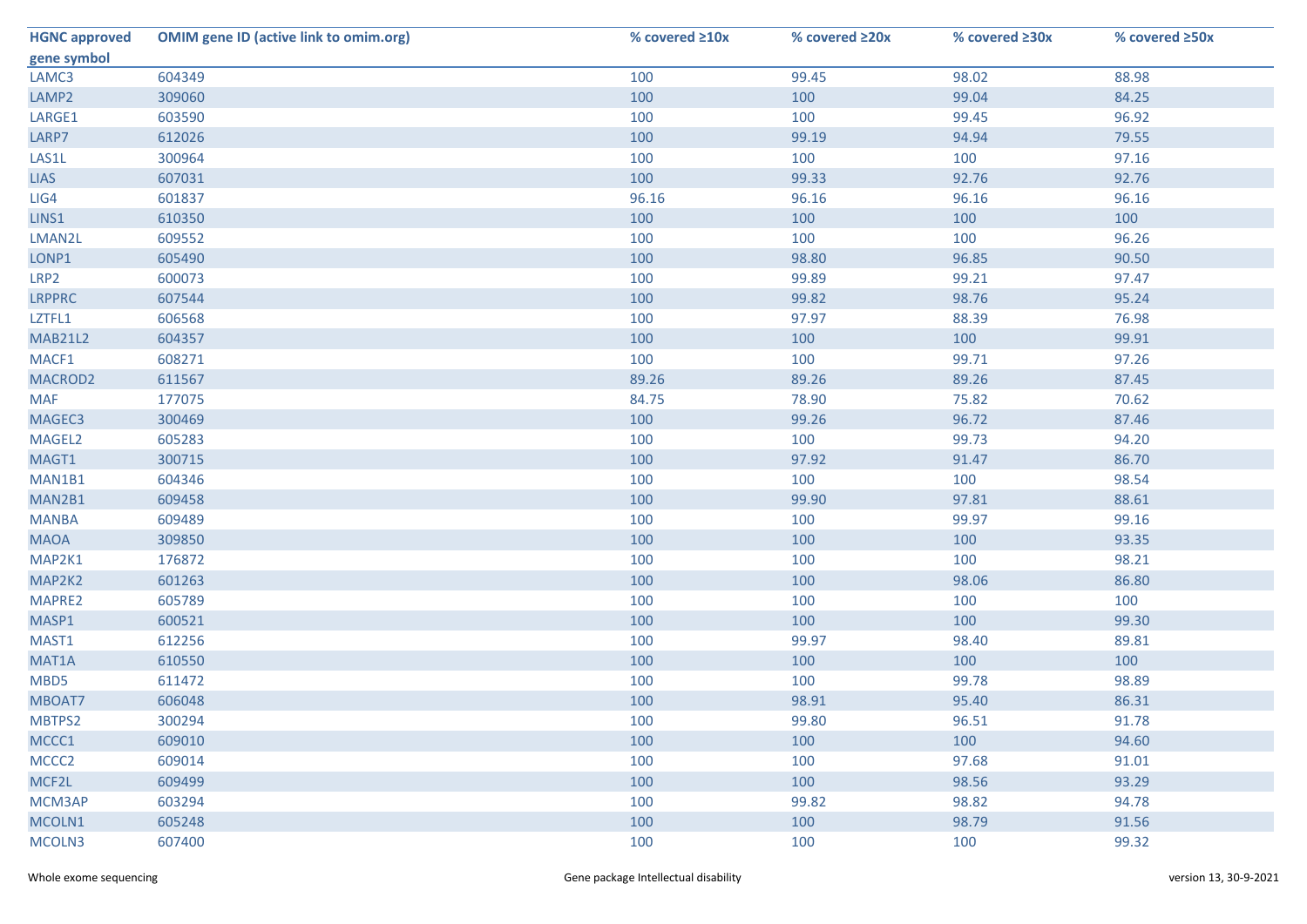| HGNC approved gene symbol | OMIM gene ID (active link to omim.org) | % covered ≥10x | % covered ≥20x | % covered ≥30x | % covered ≥50x |
|---|---|---|---|---|---|
| LAMC3 | 604349 | 100 | 99.45 | 98.02 | 88.98 |
| LAMP2 | 309060 | 100 | 100 | 99.04 | 84.25 |
| LARGE1 | 603590 | 100 | 100 | 99.45 | 96.92 |
| LARP7 | 612026 | 100 | 99.19 | 94.94 | 79.55 |
| LAS1L | 300964 | 100 | 100 | 100 | 97.16 |
| LIAS | 607031 | 100 | 99.33 | 92.76 | 92.76 |
| LIG4 | 601837 | 96.16 | 96.16 | 96.16 | 96.16 |
| LINS1 | 610350 | 100 | 100 | 100 | 100 |
| LMAN2L | 609552 | 100 | 100 | 100 | 96.26 |
| LONP1 | 605490 | 100 | 98.80 | 96.85 | 90.50 |
| LRP2 | 600073 | 100 | 99.89 | 99.21 | 97.47 |
| LRPPRC | 607544 | 100 | 99.82 | 98.76 | 95.24 |
| LZTFL1 | 606568 | 100 | 97.97 | 88.39 | 76.98 |
| MAB21L2 | 604357 | 100 | 100 | 100 | 99.91 |
| MACF1 | 608271 | 100 | 100 | 99.71 | 97.26 |
| MACROD2 | 611567 | 89.26 | 89.26 | 89.26 | 87.45 |
| MAF | 177075 | 84.75 | 78.90 | 75.82 | 70.62 |
| MAGEC3 | 300469 | 100 | 99.26 | 96.72 | 87.46 |
| MAGEL2 | 605283 | 100 | 100 | 99.73 | 94.20 |
| MAGT1 | 300715 | 100 | 97.92 | 91.47 | 86.70 |
| MAN1B1 | 604346 | 100 | 100 | 100 | 98.54 |
| MAN2B1 | 609458 | 100 | 99.90 | 97.81 | 88.61 |
| MANBA | 609489 | 100 | 100 | 99.97 | 99.16 |
| MAOA | 309850 | 100 | 100 | 100 | 93.35 |
| MAP2K1 | 176872 | 100 | 100 | 100 | 98.21 |
| MAP2K2 | 601263 | 100 | 100 | 98.06 | 86.80 |
| MAPRE2 | 605789 | 100 | 100 | 100 | 100 |
| MASP1 | 600521 | 100 | 100 | 100 | 99.30 |
| MAST1 | 612256 | 100 | 99.97 | 98.40 | 89.81 |
| MAT1A | 610550 | 100 | 100 | 100 | 100 |
| MBD5 | 611472 | 100 | 100 | 99.78 | 98.89 |
| MBOAT7 | 606048 | 100 | 98.91 | 95.40 | 86.31 |
| MBTPS2 | 300294 | 100 | 99.80 | 96.51 | 91.78 |
| MCCC1 | 609010 | 100 | 100 | 100 | 94.60 |
| MCCC2 | 609014 | 100 | 100 | 97.68 | 91.01 |
| MCF2L | 609499 | 100 | 100 | 98.56 | 93.29 |
| MCM3AP | 603294 | 100 | 99.82 | 98.82 | 94.78 |
| MCOLN1 | 605248 | 100 | 100 | 98.79 | 91.56 |
| MCOLN3 | 607400 | 100 | 100 | 100 | 99.32 |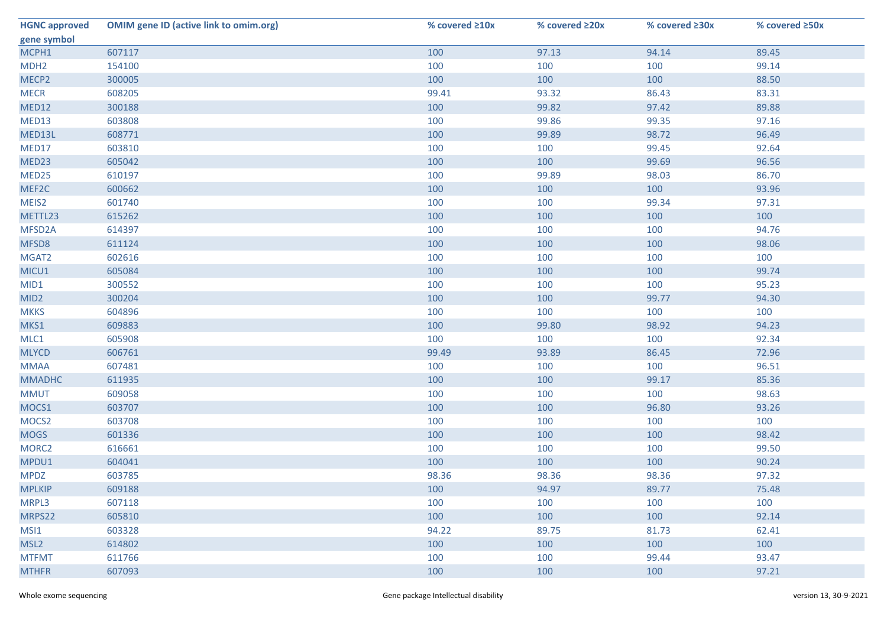| HGNC approved gene symbol | OMIM gene ID (active link to omim.org) | % covered ≥10x | % covered ≥20x | % covered ≥30x | % covered ≥50x |
|---|---|---|---|---|---|
| MCPH1 | 607117 | 100 | 97.13 | 94.14 | 89.45 |
| MDH2 | 154100 | 100 | 100 | 100 | 99.14 |
| MECP2 | 300005 | 100 | 100 | 100 | 88.50 |
| MECR | 608205 | 99.41 | 93.32 | 86.43 | 83.31 |
| MED12 | 300188 | 100 | 99.82 | 97.42 | 89.88 |
| MED13 | 603808 | 100 | 99.86 | 99.35 | 97.16 |
| MED13L | 608771 | 100 | 99.89 | 98.72 | 96.49 |
| MED17 | 603810 | 100 | 100 | 99.45 | 92.64 |
| MED23 | 605042 | 100 | 100 | 99.69 | 96.56 |
| MED25 | 610197 | 100 | 99.89 | 98.03 | 86.70 |
| MEF2C | 600662 | 100 | 100 | 100 | 93.96 |
| MEIS2 | 601740 | 100 | 100 | 99.34 | 97.31 |
| METTL23 | 615262 | 100 | 100 | 100 | 100 |
| MFSD2A | 614397 | 100 | 100 | 100 | 94.76 |
| MFSD8 | 611124 | 100 | 100 | 100 | 98.06 |
| MGAT2 | 602616 | 100 | 100 | 100 | 100 |
| MICU1 | 605084 | 100 | 100 | 100 | 99.74 |
| MID1 | 300552 | 100 | 100 | 100 | 95.23 |
| MID2 | 300204 | 100 | 100 | 99.77 | 94.30 |
| MKKS | 604896 | 100 | 100 | 100 | 100 |
| MKS1 | 609883 | 100 | 99.80 | 98.92 | 94.23 |
| MLC1 | 605908 | 100 | 100 | 100 | 92.34 |
| MLYCD | 606761 | 99.49 | 93.89 | 86.45 | 72.96 |
| MMAA | 607481 | 100 | 100 | 100 | 96.51 |
| MMADHC | 611935 | 100 | 100 | 99.17 | 85.36 |
| MMUT | 609058 | 100 | 100 | 100 | 98.63 |
| MOCS1 | 603707 | 100 | 100 | 96.80 | 93.26 |
| MOCS2 | 603708 | 100 | 100 | 100 | 100 |
| MOGS | 601336 | 100 | 100 | 100 | 98.42 |
| MORC2 | 616661 | 100 | 100 | 100 | 99.50 |
| MPDU1 | 604041 | 100 | 100 | 100 | 90.24 |
| MPDZ | 603785 | 98.36 | 98.36 | 98.36 | 97.32 |
| MPLKIP | 609188 | 100 | 94.97 | 89.77 | 75.48 |
| MRPL3 | 607118 | 100 | 100 | 100 | 100 |
| MRPS22 | 605810 | 100 | 100 | 100 | 92.14 |
| MSI1 | 603328 | 94.22 | 89.75 | 81.73 | 62.41 |
| MSL2 | 614802 | 100 | 100 | 100 | 100 |
| MTFMT | 611766 | 100 | 100 | 99.44 | 93.47 |
| MTHFR | 607093 | 100 | 100 | 100 | 97.21 |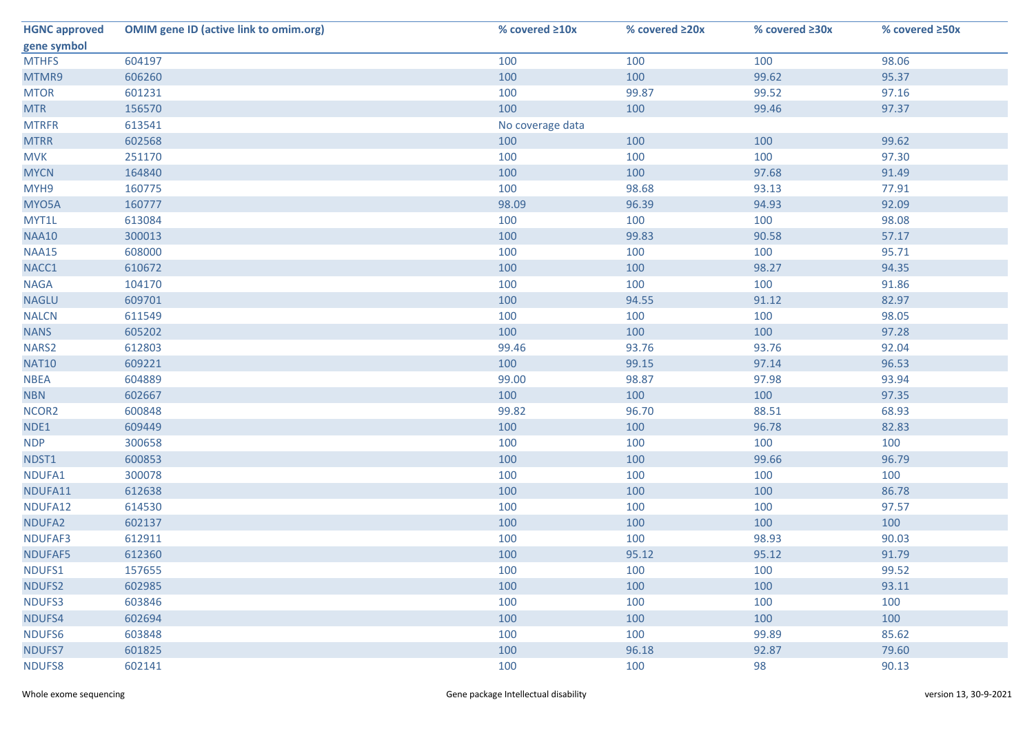| HGNC approved gene symbol | OMIM gene ID (active link to omim.org) | % covered ≥10x | % covered ≥20x | % covered ≥30x | % covered ≥50x |
|---|---|---|---|---|---|
| MTHFS | 604197 | 100 | 100 | 100 | 98.06 |
| MTMR9 | 606260 | 100 | 100 | 99.62 | 95.37 |
| MTOR | 601231 | 100 | 99.87 | 99.52 | 97.16 |
| MTR | 156570 | 100 | 100 | 99.46 | 97.37 |
| MTRFR | 613541 | No coverage data | | | |
| MTRR | 602568 | 100 | 100 | 100 | 99.62 |
| MVK | 251170 | 100 | 100 | 100 | 97.30 |
| MYCN | 164840 | 100 | 100 | 97.68 | 91.49 |
| MYH9 | 160775 | 100 | 98.68 | 93.13 | 77.91 |
| MYO5A | 160777 | 98.09 | 96.39 | 94.93 | 92.09 |
| MYT1L | 613084 | 100 | 100 | 100 | 98.08 |
| NAA10 | 300013 | 100 | 99.83 | 90.58 | 57.17 |
| NAA15 | 608000 | 100 | 100 | 100 | 95.71 |
| NACC1 | 610672 | 100 | 100 | 98.27 | 94.35 |
| NAGA | 104170 | 100 | 100 | 100 | 91.86 |
| NAGLU | 609701 | 100 | 94.55 | 91.12 | 82.97 |
| NALCN | 611549 | 100 | 100 | 100 | 98.05 |
| NANS | 605202 | 100 | 100 | 100 | 97.28 |
| NARS2 | 612803 | 99.46 | 93.76 | 93.76 | 92.04 |
| NAT10 | 609221 | 100 | 99.15 | 97.14 | 96.53 |
| NBEA | 604889 | 99.00 | 98.87 | 97.98 | 93.94 |
| NBN | 602667 | 100 | 100 | 100 | 97.35 |
| NCOR2 | 600848 | 99.82 | 96.70 | 88.51 | 68.93 |
| NDE1 | 609449 | 100 | 100 | 96.78 | 82.83 |
| NDP | 300658 | 100 | 100 | 100 | 100 |
| NDST1 | 600853 | 100 | 100 | 99.66 | 96.79 |
| NDUFA1 | 300078 | 100 | 100 | 100 | 100 |
| NDUFA11 | 612638 | 100 | 100 | 100 | 86.78 |
| NDUFA12 | 614530 | 100 | 100 | 100 | 97.57 |
| NDUFA2 | 602137 | 100 | 100 | 100 | 100 |
| NDUFAF3 | 612911 | 100 | 100 | 98.93 | 90.03 |
| NDUFAF5 | 612360 | 100 | 95.12 | 95.12 | 91.79 |
| NDUFS1 | 157655 | 100 | 100 | 100 | 99.52 |
| NDUFS2 | 602985 | 100 | 100 | 100 | 93.11 |
| NDUFS3 | 603846 | 100 | 100 | 100 | 100 |
| NDUFS4 | 602694 | 100 | 100 | 100 | 100 |
| NDUFS6 | 603848 | 100 | 100 | 99.89 | 85.62 |
| NDUFS7 | 601825 | 100 | 96.18 | 92.87 | 79.60 |
| NDUFS8 | 602141 | 100 | 100 | 98 | 90.13 |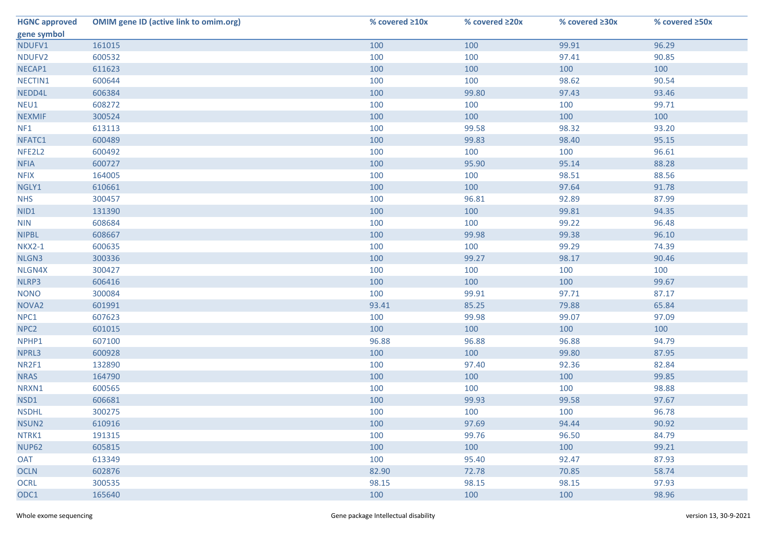| HGNC approved gene symbol | OMIM gene ID (active link to omim.org) | % covered ≥10x | % covered ≥20x | % covered ≥30x | % covered ≥50x |
|---|---|---|---|---|---|
| NDUFV1 | 161015 | 100 | 100 | 99.91 | 96.29 |
| NDUFV2 | 600532 | 100 | 100 | 97.41 | 90.85 |
| NECAP1 | 611623 | 100 | 100 | 100 | 100 |
| NECTIN1 | 600644 | 100 | 100 | 98.62 | 90.54 |
| NEDD4L | 606384 | 100 | 99.80 | 97.43 | 93.46 |
| NEU1 | 608272 | 100 | 100 | 100 | 99.71 |
| NEXMIF | 300524 | 100 | 100 | 100 | 100 |
| NF1 | 613113 | 100 | 99.58 | 98.32 | 93.20 |
| NFATC1 | 600489 | 100 | 99.83 | 98.40 | 95.15 |
| NFE2L2 | 600492 | 100 | 100 | 100 | 96.61 |
| NFIA | 600727 | 100 | 95.90 | 95.14 | 88.28 |
| NFIX | 164005 | 100 | 100 | 98.51 | 88.56 |
| NGLY1 | 610661 | 100 | 100 | 97.64 | 91.78 |
| NHS | 300457 | 100 | 96.81 | 92.89 | 87.99 |
| NID1 | 131390 | 100 | 100 | 99.81 | 94.35 |
| NIN | 608684 | 100 | 100 | 99.22 | 96.48 |
| NIPBL | 608667 | 100 | 99.98 | 99.38 | 96.10 |
| NKX2-1 | 600635 | 100 | 100 | 99.29 | 74.39 |
| NLGN3 | 300336 | 100 | 99.27 | 98.17 | 90.46 |
| NLGN4X | 300427 | 100 | 100 | 100 | 100 |
| NLRP3 | 606416 | 100 | 100 | 100 | 99.67 |
| NONO | 300084 | 100 | 99.91 | 97.71 | 87.17 |
| NOVA2 | 601991 | 93.41 | 85.25 | 79.88 | 65.84 |
| NPC1 | 607623 | 100 | 99.98 | 99.07 | 97.09 |
| NPC2 | 601015 | 100 | 100 | 100 | 100 |
| NPHP1 | 607100 | 96.88 | 96.88 | 96.88 | 94.79 |
| NPRL3 | 600928 | 100 | 100 | 99.80 | 87.95 |
| NR2F1 | 132890 | 100 | 97.40 | 92.36 | 82.84 |
| NRAS | 164790 | 100 | 100 | 100 | 99.85 |
| NRXN1 | 600565 | 100 | 100 | 100 | 98.88 |
| NSD1 | 606681 | 100 | 99.93 | 99.58 | 97.67 |
| NSDHL | 300275 | 100 | 100 | 100 | 96.78 |
| NSUN2 | 610916 | 100 | 97.69 | 94.44 | 90.92 |
| NTRK1 | 191315 | 100 | 99.76 | 96.50 | 84.79 |
| NUP62 | 605815 | 100 | 100 | 100 | 99.21 |
| OAT | 613349 | 100 | 95.40 | 92.47 | 87.93 |
| OCLN | 602876 | 82.90 | 72.78 | 70.85 | 58.74 |
| OCRL | 300535 | 98.15 | 98.15 | 98.15 | 97.93 |
| ODC1 | 165640 | 100 | 100 | 100 | 98.96 |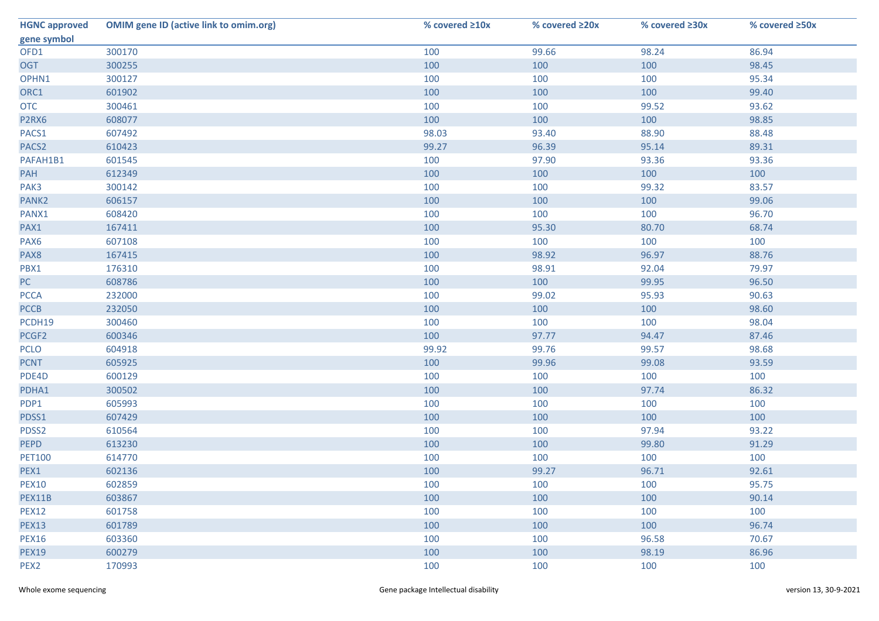| HGNC approved gene symbol | OMIM gene ID (active link to omim.org) | % covered ≥10x | % covered ≥20x | % covered ≥30x | % covered ≥50x |
|---|---|---|---|---|---|
| OFD1 | 300170 | 100 | 99.66 | 98.24 | 86.94 |
| OGT | 300255 | 100 | 100 | 100 | 98.45 |
| OPHN1 | 300127 | 100 | 100 | 100 | 95.34 |
| ORC1 | 601902 | 100 | 100 | 100 | 99.40 |
| OTC | 300461 | 100 | 100 | 99.52 | 93.62 |
| P2RX6 | 608077 | 100 | 100 | 100 | 98.85 |
| PACS1 | 607492 | 98.03 | 93.40 | 88.90 | 88.48 |
| PACS2 | 610423 | 99.27 | 96.39 | 95.14 | 89.31 |
| PAFAH1B1 | 601545 | 100 | 97.90 | 93.36 | 93.36 |
| PAH | 612349 | 100 | 100 | 100 | 100 |
| PAK3 | 300142 | 100 | 100 | 99.32 | 83.57 |
| PANK2 | 606157 | 100 | 100 | 100 | 99.06 |
| PANX1 | 608420 | 100 | 100 | 100 | 96.70 |
| PAX1 | 167411 | 100 | 95.30 | 80.70 | 68.74 |
| PAX6 | 607108 | 100 | 100 | 100 | 100 |
| PAX8 | 167415 | 100 | 98.92 | 96.97 | 88.76 |
| PBX1 | 176310 | 100 | 98.91 | 92.04 | 79.97 |
| PC | 608786 | 100 | 100 | 99.95 | 96.50 |
| PCCA | 232000 | 100 | 99.02 | 95.93 | 90.63 |
| PCCB | 232050 | 100 | 100 | 100 | 98.60 |
| PCDH19 | 300460 | 100 | 100 | 100 | 98.04 |
| PCGF2 | 600346 | 100 | 97.77 | 94.47 | 87.46 |
| PCLO | 604918 | 99.92 | 99.76 | 99.57 | 98.68 |
| PCNT | 605925 | 100 | 99.96 | 99.08 | 93.59 |
| PDE4D | 600129 | 100 | 100 | 100 | 100 |
| PDHA1 | 300502 | 100 | 100 | 97.74 | 86.32 |
| PDP1 | 605993 | 100 | 100 | 100 | 100 |
| PDSS1 | 607429 | 100 | 100 | 100 | 100 |
| PDSS2 | 610564 | 100 | 100 | 97.94 | 93.22 |
| PEPD | 613230 | 100 | 100 | 99.80 | 91.29 |
| PET100 | 614770 | 100 | 100 | 100 | 100 |
| PEX1 | 602136 | 100 | 99.27 | 96.71 | 92.61 |
| PEX10 | 602859 | 100 | 100 | 100 | 95.75 |
| PEX11B | 603867 | 100 | 100 | 100 | 90.14 |
| PEX12 | 601758 | 100 | 100 | 100 | 100 |
| PEX13 | 601789 | 100 | 100 | 100 | 96.74 |
| PEX16 | 603360 | 100 | 100 | 96.58 | 70.67 |
| PEX19 | 600279 | 100 | 100 | 98.19 | 86.96 |
| PEX2 | 170993 | 100 | 100 | 100 | 100 |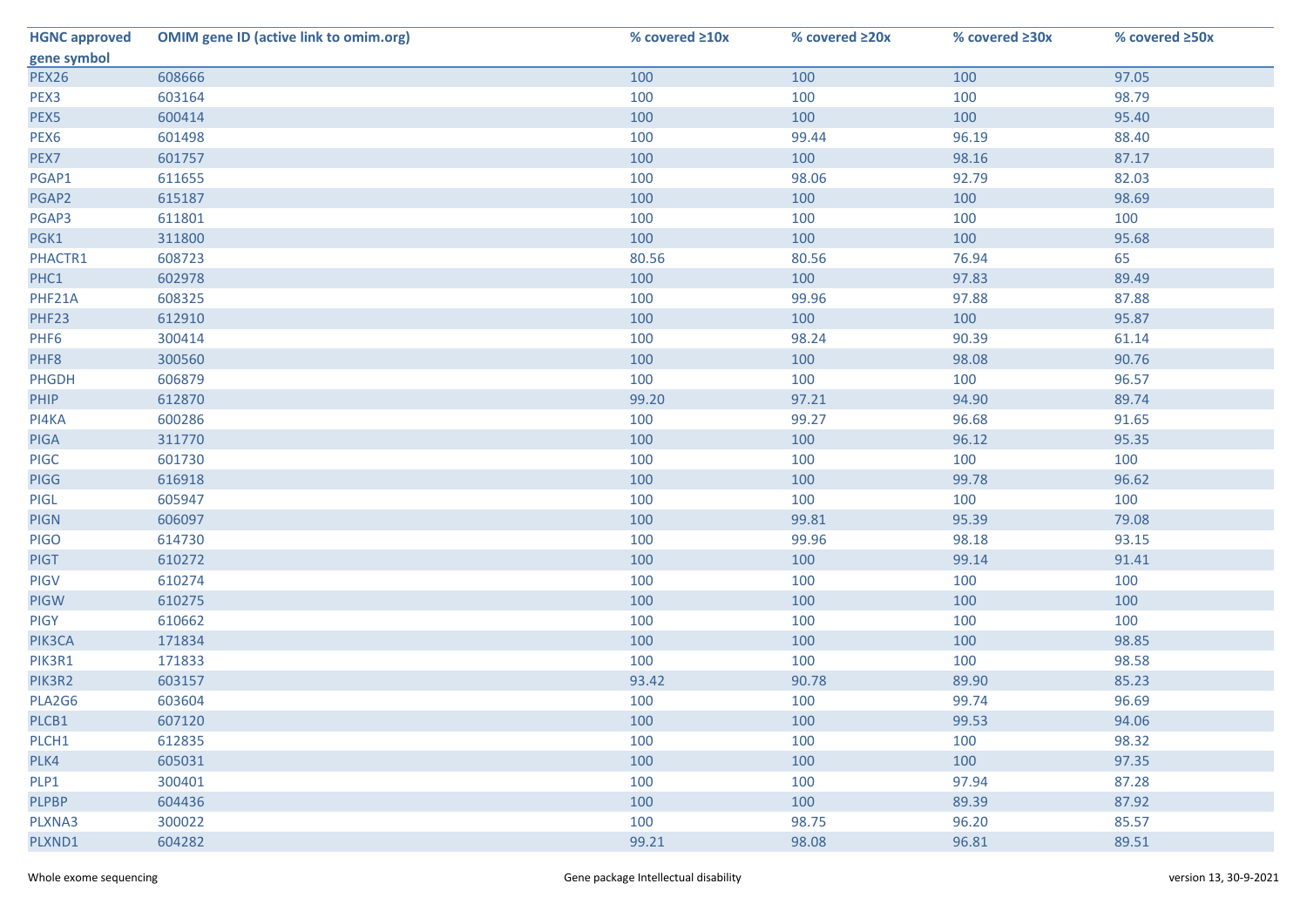| HGNC approved gene symbol | OMIM gene ID (active link to omim.org) | % covered ≥10x | % covered ≥20x | % covered ≥30x | % covered ≥50x |
|---|---|---|---|---|---|
| PEX26 | 608666 | 100 | 100 | 100 | 97.05 |
| PEX3 | 603164 | 100 | 100 | 100 | 98.79 |
| PEX5 | 600414 | 100 | 100 | 100 | 95.40 |
| PEX6 | 601498 | 100 | 99.44 | 96.19 | 88.40 |
| PEX7 | 601757 | 100 | 100 | 98.16 | 87.17 |
| PGAP1 | 611655 | 100 | 98.06 | 92.79 | 82.03 |
| PGAP2 | 615187 | 100 | 100 | 100 | 98.69 |
| PGAP3 | 611801 | 100 | 100 | 100 | 100 |
| PGK1 | 311800 | 100 | 100 | 100 | 95.68 |
| PHACTR1 | 608723 | 80.56 | 80.56 | 76.94 | 65 |
| PHC1 | 602978 | 100 | 100 | 97.83 | 89.49 |
| PHF21A | 608325 | 100 | 99.96 | 97.88 | 87.88 |
| PHF23 | 612910 | 100 | 100 | 100 | 95.87 |
| PHF6 | 300414 | 100 | 98.24 | 90.39 | 61.14 |
| PHF8 | 300560 | 100 | 100 | 98.08 | 90.76 |
| PHGDH | 606879 | 100 | 100 | 100 | 96.57 |
| PHIP | 612870 | 99.20 | 97.21 | 94.90 | 89.74 |
| PI4KA | 600286 | 100 | 99.27 | 96.68 | 91.65 |
| PIGA | 311770 | 100 | 100 | 96.12 | 95.35 |
| PIGC | 601730 | 100 | 100 | 100 | 100 |
| PIGG | 616918 | 100 | 100 | 99.78 | 96.62 |
| PIGL | 605947 | 100 | 100 | 100 | 100 |
| PIGN | 606097 | 100 | 99.81 | 95.39 | 79.08 |
| PIGO | 614730 | 100 | 99.96 | 98.18 | 93.15 |
| PIGT | 610272 | 100 | 100 | 99.14 | 91.41 |
| PIGV | 610274 | 100 | 100 | 100 | 100 |
| PIGW | 610275 | 100 | 100 | 100 | 100 |
| PIGY | 610662 | 100 | 100 | 100 | 100 |
| PIK3CA | 171834 | 100 | 100 | 100 | 98.85 |
| PIK3R1 | 171833 | 100 | 100 | 100 | 98.58 |
| PIK3R2 | 603157 | 93.42 | 90.78 | 89.90 | 85.23 |
| PLA2G6 | 603604 | 100 | 100 | 99.74 | 96.69 |
| PLCB1 | 607120 | 100 | 100 | 99.53 | 94.06 |
| PLCH1 | 612835 | 100 | 100 | 100 | 98.32 |
| PLK4 | 605031 | 100 | 100 | 100 | 97.35 |
| PLP1 | 300401 | 100 | 100 | 97.94 | 87.28 |
| PLPBP | 604436 | 100 | 100 | 89.39 | 87.92 |
| PLXNA3 | 300022 | 100 | 98.75 | 96.20 | 85.57 |
| PLXND1 | 604282 | 99.21 | 98.08 | 96.81 | 89.51 |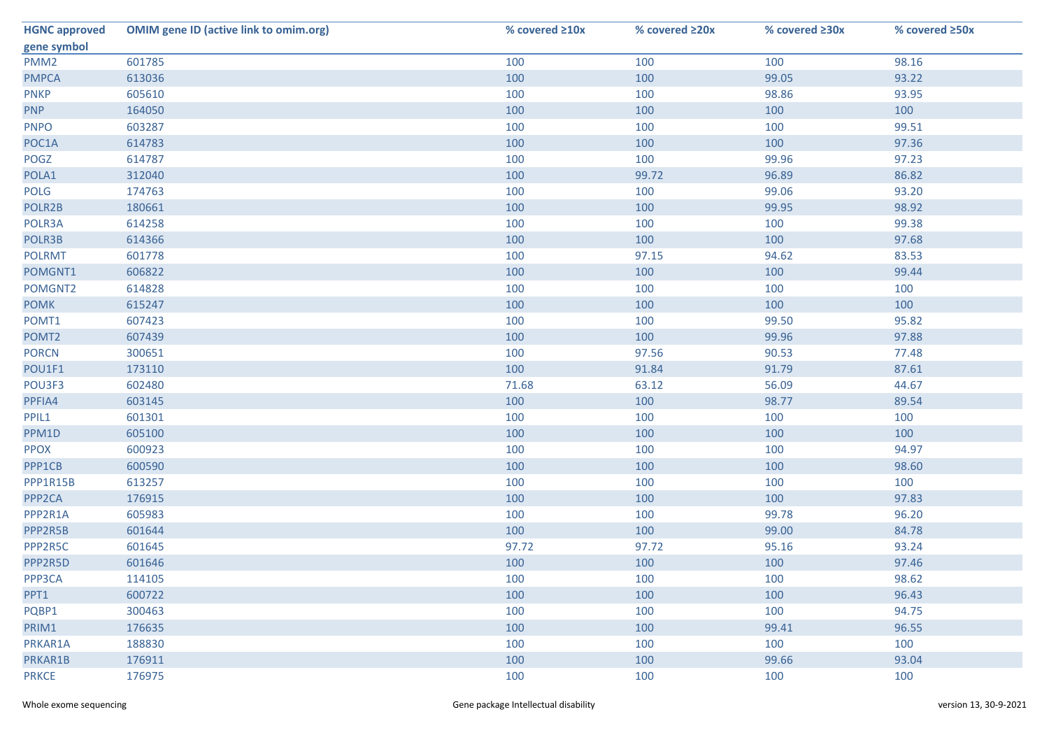| HGNC approved gene symbol | OMIM gene ID (active link to omim.org) | % covered ≥10x | % covered ≥20x | % covered ≥30x | % covered ≥50x |
|---|---|---|---|---|---|
| PMM2 | 601785 | 100 | 100 | 100 | 98.16 |
| PMPCA | 613036 | 100 | 100 | 99.05 | 93.22 |
| PNKP | 605610 | 100 | 100 | 98.86 | 93.95 |
| PNP | 164050 | 100 | 100 | 100 | 100 |
| PNPO | 603287 | 100 | 100 | 100 | 99.51 |
| POC1A | 614783 | 100 | 100 | 100 | 97.36 |
| POGZ | 614787 | 100 | 100 | 99.96 | 97.23 |
| POLA1 | 312040 | 100 | 99.72 | 96.89 | 86.82 |
| POLG | 174763 | 100 | 100 | 99.06 | 93.20 |
| POLR2B | 180661 | 100 | 100 | 99.95 | 98.92 |
| POLR3A | 614258 | 100 | 100 | 100 | 99.38 |
| POLR3B | 614366 | 100 | 100 | 100 | 97.68 |
| POLRMT | 601778 | 100 | 97.15 | 94.62 | 83.53 |
| POMGNT1 | 606822 | 100 | 100 | 100 | 99.44 |
| POMGNT2 | 614828 | 100 | 100 | 100 | 100 |
| POMK | 615247 | 100 | 100 | 100 | 100 |
| POMT1 | 607423 | 100 | 100 | 99.50 | 95.82 |
| POMT2 | 607439 | 100 | 100 | 99.96 | 97.88 |
| PORCN | 300651 | 100 | 97.56 | 90.53 | 77.48 |
| POU1F1 | 173110 | 100 | 91.84 | 91.79 | 87.61 |
| POU3F3 | 602480 | 71.68 | 63.12 | 56.09 | 44.67 |
| PPFIA4 | 603145 | 100 | 100 | 98.77 | 89.54 |
| PPIL1 | 601301 | 100 | 100 | 100 | 100 |
| PPM1D | 605100 | 100 | 100 | 100 | 100 |
| PPOX | 600923 | 100 | 100 | 100 | 94.97 |
| PPP1CB | 600590 | 100 | 100 | 100 | 98.60 |
| PPP1R15B | 613257 | 100 | 100 | 100 | 100 |
| PPP2CA | 176915 | 100 | 100 | 100 | 97.83 |
| PPP2R1A | 605983 | 100 | 100 | 99.78 | 96.20 |
| PPP2R5B | 601644 | 100 | 100 | 99.00 | 84.78 |
| PPP2R5C | 601645 | 97.72 | 97.72 | 95.16 | 93.24 |
| PPP2R5D | 601646 | 100 | 100 | 100 | 97.46 |
| PPP3CA | 114105 | 100 | 100 | 100 | 98.62 |
| PPT1 | 600722 | 100 | 100 | 100 | 96.43 |
| PQBP1 | 300463 | 100 | 100 | 100 | 94.75 |
| PRIM1 | 176635 | 100 | 100 | 99.41 | 96.55 |
| PRKAR1A | 188830 | 100 | 100 | 100 | 100 |
| PRKAR1B | 176911 | 100 | 100 | 99.66 | 93.04 |
| PRKCE | 176975 | 100 | 100 | 100 | 100 |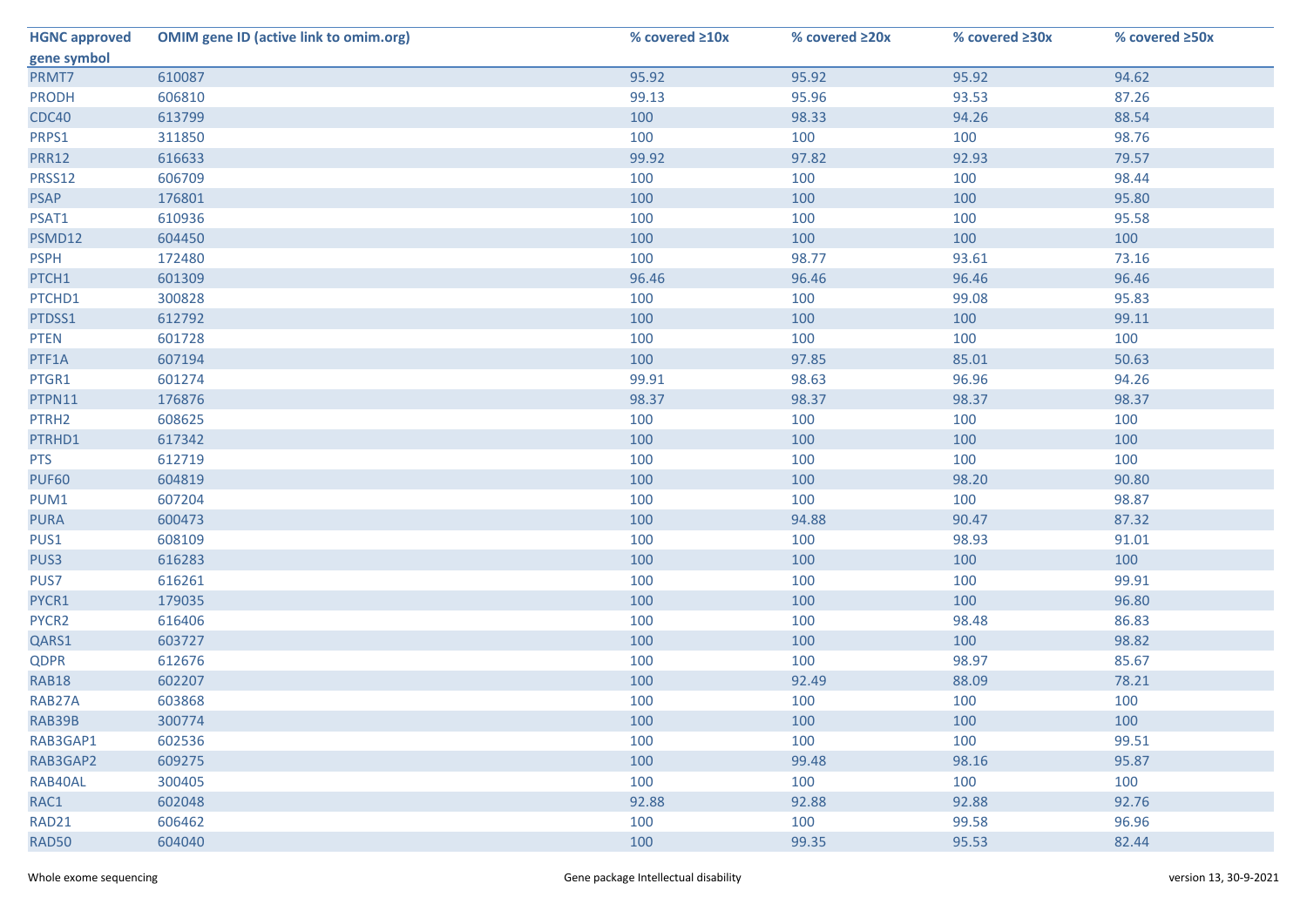| HGNC approved gene symbol | OMIM gene ID (active link to omim.org) | % covered ≥10x | % covered ≥20x | % covered ≥30x | % covered ≥50x |
|---|---|---|---|---|---|
| PRMT7 | 610087 | 95.92 | 95.92 | 95.92 | 94.62 |
| PRODH | 606810 | 99.13 | 95.96 | 93.53 | 87.26 |
| CDC40 | 613799 | 100 | 98.33 | 94.26 | 88.54 |
| PRPS1 | 311850 | 100 | 100 | 100 | 98.76 |
| PRR12 | 616633 | 99.92 | 97.82 | 92.93 | 79.57 |
| PRSS12 | 606709 | 100 | 100 | 100 | 98.44 |
| PSAP | 176801 | 100 | 100 | 100 | 95.80 |
| PSAT1 | 610936 | 100 | 100 | 100 | 95.58 |
| PSMD12 | 604450 | 100 | 100 | 100 | 100 |
| PSPH | 172480 | 100 | 98.77 | 93.61 | 73.16 |
| PTCH1 | 601309 | 96.46 | 96.46 | 96.46 | 96.46 |
| PTCHD1 | 300828 | 100 | 100 | 99.08 | 95.83 |
| PTDSS1 | 612792 | 100 | 100 | 100 | 99.11 |
| PTEN | 601728 | 100 | 100 | 100 | 100 |
| PTF1A | 607194 | 100 | 97.85 | 85.01 | 50.63 |
| PTGR1 | 601274 | 99.91 | 98.63 | 96.96 | 94.26 |
| PTPN11 | 176876 | 98.37 | 98.37 | 98.37 | 98.37 |
| PTRH2 | 608625 | 100 | 100 | 100 | 100 |
| PTRHD1 | 617342 | 100 | 100 | 100 | 100 |
| PTS | 612719 | 100 | 100 | 100 | 100 |
| PUF60 | 604819 | 100 | 100 | 98.20 | 90.80 |
| PUM1 | 607204 | 100 | 100 | 100 | 98.87 |
| PURA | 600473 | 100 | 94.88 | 90.47 | 87.32 |
| PUS1 | 608109 | 100 | 100 | 98.93 | 91.01 |
| PUS3 | 616283 | 100 | 100 | 100 | 100 |
| PUS7 | 616261 | 100 | 100 | 100 | 99.91 |
| PYCR1 | 179035 | 100 | 100 | 100 | 96.80 |
| PYCR2 | 616406 | 100 | 100 | 98.48 | 86.83 |
| QARS1 | 603727 | 100 | 100 | 100 | 98.82 |
| QDPR | 612676 | 100 | 100 | 98.97 | 85.67 |
| RAB18 | 602207 | 100 | 92.49 | 88.09 | 78.21 |
| RAB27A | 603868 | 100 | 100 | 100 | 100 |
| RAB39B | 300774 | 100 | 100 | 100 | 100 |
| RAB3GAP1 | 602536 | 100 | 100 | 100 | 99.51 |
| RAB3GAP2 | 609275 | 100 | 99.48 | 98.16 | 95.87 |
| RAB40AL | 300405 | 100 | 100 | 100 | 100 |
| RAC1 | 602048 | 92.88 | 92.88 | 92.88 | 92.76 |
| RAD21 | 606462 | 100 | 100 | 99.58 | 96.96 |
| RAD50 | 604040 | 100 | 99.35 | 95.53 | 82.44 |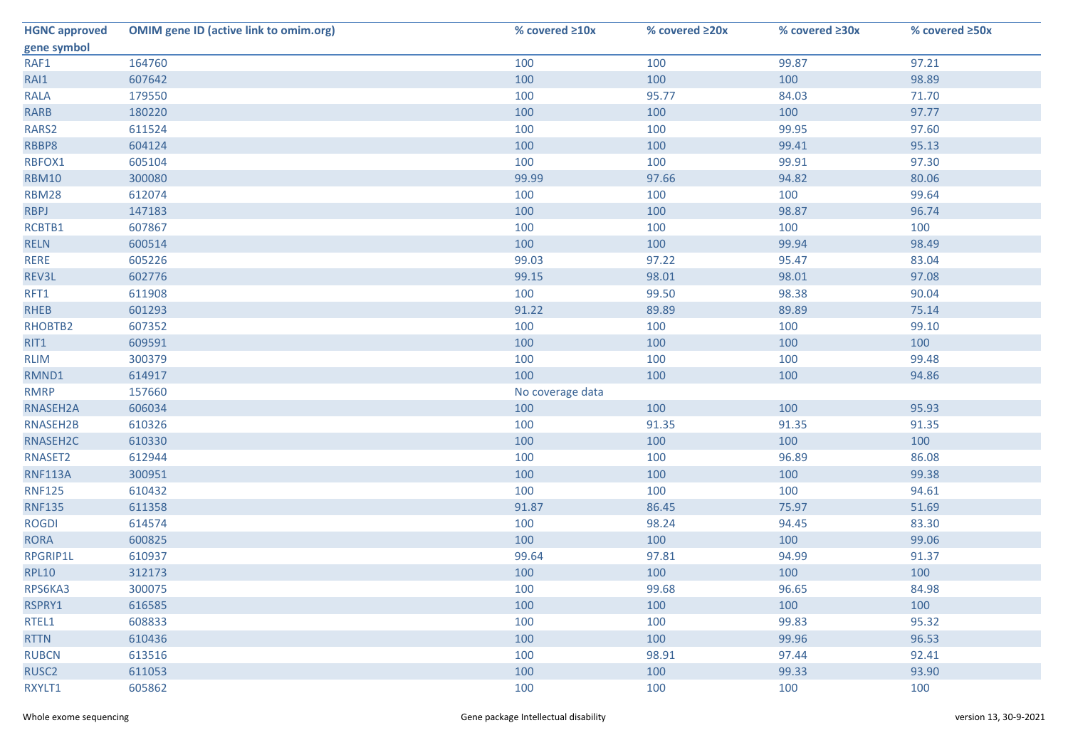| HGNC approved gene symbol | OMIM gene ID (active link to omim.org) | % covered ≥10x | % covered ≥20x | % covered ≥30x | % covered ≥50x |
|---|---|---|---|---|---|
| RAF1 | 164760 | 100 | 100 | 99.87 | 97.21 |
| RAI1 | 607642 | 100 | 100 | 100 | 98.89 |
| RALA | 179550 | 100 | 95.77 | 84.03 | 71.70 |
| RARB | 180220 | 100 | 100 | 100 | 97.77 |
| RARS2 | 611524 | 100 | 100 | 99.95 | 97.60 |
| RBBP8 | 604124 | 100 | 100 | 99.41 | 95.13 |
| RBFOX1 | 605104 | 100 | 100 | 99.91 | 97.30 |
| RBM10 | 300080 | 99.99 | 97.66 | 94.82 | 80.06 |
| RBM28 | 612074 | 100 | 100 | 100 | 99.64 |
| RBPJ | 147183 | 100 | 100 | 98.87 | 96.74 |
| RCBTB1 | 607867 | 100 | 100 | 100 | 100 |
| RELN | 600514 | 100 | 100 | 99.94 | 98.49 |
| RERE | 605226 | 99.03 | 97.22 | 95.47 | 83.04 |
| REV3L | 602776 | 99.15 | 98.01 | 98.01 | 97.08 |
| RFT1 | 611908 | 100 | 99.50 | 98.38 | 90.04 |
| RHEB | 601293 | 91.22 | 89.89 | 89.89 | 75.14 |
| RHOBTB2 | 607352 | 100 | 100 | 100 | 99.10 |
| RIT1 | 609591 | 100 | 100 | 100 | 100 |
| RLIM | 300379 | 100 | 100 | 100 | 99.48 |
| RMND1 | 614917 | 100 | 100 | 100 | 94.86 |
| RMRP | 157660 | No coverage data | | | |
| RNASEH2A | 606034 | 100 | 100 | 100 | 95.93 |
| RNASEH2B | 610326 | 100 | 91.35 | 91.35 | 91.35 |
| RNASEH2C | 610330 | 100 | 100 | 100 | 100 |
| RNASET2 | 612944 | 100 | 100 | 96.89 | 86.08 |
| RNF113A | 300951 | 100 | 100 | 100 | 99.38 |
| RNF125 | 610432 | 100 | 100 | 100 | 94.61 |
| RNF135 | 611358 | 91.87 | 86.45 | 75.97 | 51.69 |
| ROGDI | 614574 | 100 | 98.24 | 94.45 | 83.30 |
| RORA | 600825 | 100 | 100 | 100 | 99.06 |
| RPGRIP1L | 610937 | 99.64 | 97.81 | 94.99 | 91.37 |
| RPL10 | 312173 | 100 | 100 | 100 | 100 |
| RPS6KA3 | 300075 | 100 | 99.68 | 96.65 | 84.98 |
| RSPRY1 | 616585 | 100 | 100 | 100 | 100 |
| RTEL1 | 608833 | 100 | 100 | 99.83 | 95.32 |
| RTTN | 610436 | 100 | 100 | 99.96 | 96.53 |
| RUBCN | 613516 | 100 | 98.91 | 97.44 | 92.41 |
| RUSC2 | 611053 | 100 | 100 | 99.33 | 93.90 |
| RXYLT1 | 605862 | 100 | 100 | 100 | 100 |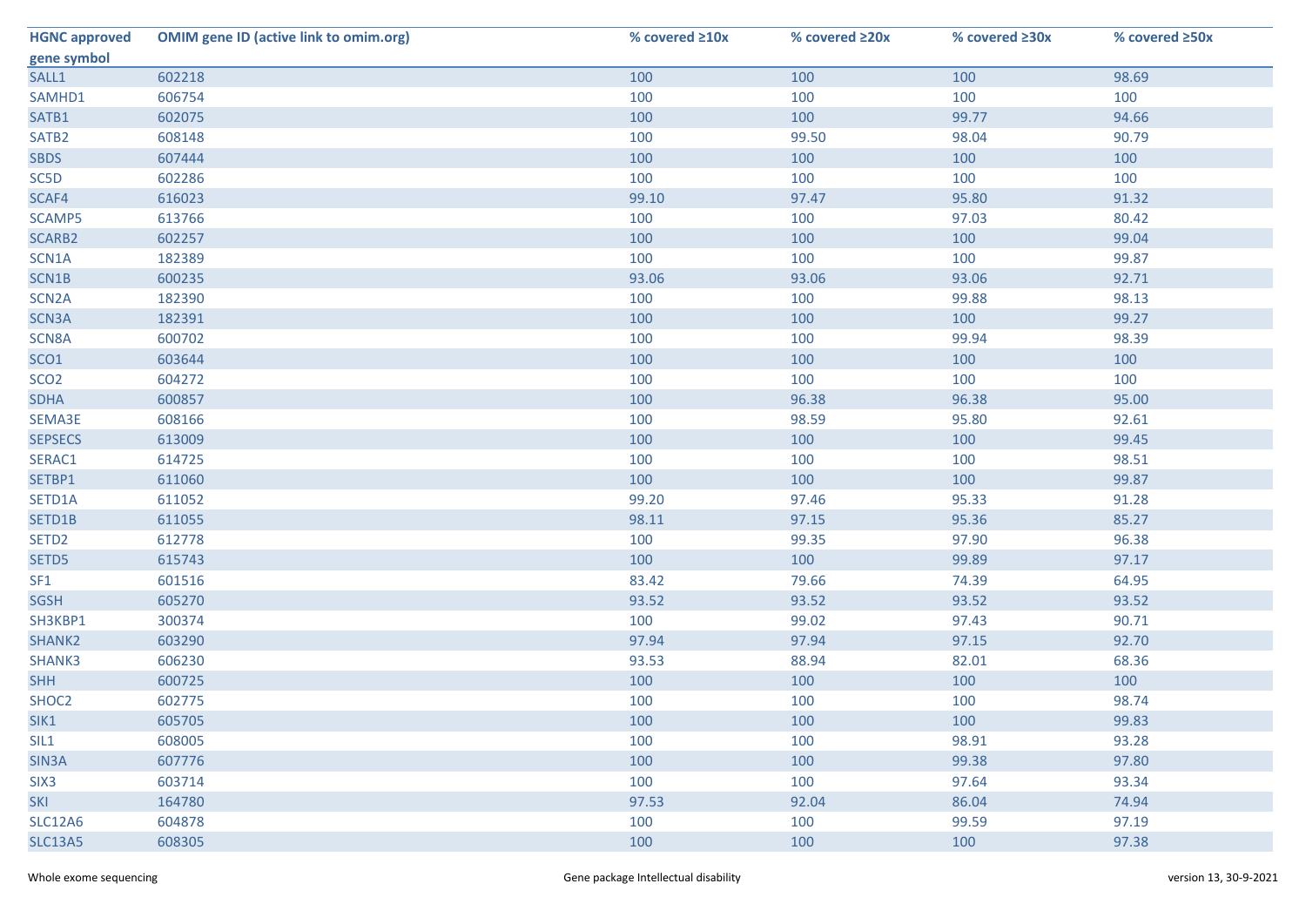| HGNC approved gene symbol | OMIM gene ID (active link to omim.org) | % covered ≥10x | % covered ≥20x | % covered ≥30x | % covered ≥50x |
|---|---|---|---|---|---|
| SALL1 | 602218 | 100 | 100 | 100 | 98.69 |
| SAMHD1 | 606754 | 100 | 100 | 100 | 100 |
| SATB1 | 602075 | 100 | 100 | 99.77 | 94.66 |
| SATB2 | 608148 | 100 | 99.50 | 98.04 | 90.79 |
| SBDS | 607444 | 100 | 100 | 100 | 100 |
| SC5D | 602286 | 100 | 100 | 100 | 100 |
| SCAF4 | 616023 | 99.10 | 97.47 | 95.80 | 91.32 |
| SCAMP5 | 613766 | 100 | 100 | 97.03 | 80.42 |
| SCARB2 | 602257 | 100 | 100 | 100 | 99.04 |
| SCN1A | 182389 | 100 | 100 | 100 | 99.87 |
| SCN1B | 600235 | 93.06 | 93.06 | 93.06 | 92.71 |
| SCN2A | 182390 | 100 | 100 | 99.88 | 98.13 |
| SCN3A | 182391 | 100 | 100 | 100 | 99.27 |
| SCN8A | 600702 | 100 | 100 | 99.94 | 98.39 |
| SCO1 | 603644 | 100 | 100 | 100 | 100 |
| SCO2 | 604272 | 100 | 100 | 100 | 100 |
| SDHA | 600857 | 100 | 96.38 | 96.38 | 95.00 |
| SEMA3E | 608166 | 100 | 98.59 | 95.80 | 92.61 |
| SEPSECS | 613009 | 100 | 100 | 100 | 99.45 |
| SERAC1 | 614725 | 100 | 100 | 100 | 98.51 |
| SETBP1 | 611060 | 100 | 100 | 100 | 99.87 |
| SETD1A | 611052 | 99.20 | 97.46 | 95.33 | 91.28 |
| SETD1B | 611055 | 98.11 | 97.15 | 95.36 | 85.27 |
| SETD2 | 612778 | 100 | 99.35 | 97.90 | 96.38 |
| SETD5 | 615743 | 100 | 100 | 99.89 | 97.17 |
| SF1 | 601516 | 83.42 | 79.66 | 74.39 | 64.95 |
| SGSH | 605270 | 93.52 | 93.52 | 93.52 | 93.52 |
| SH3KBP1 | 300374 | 100 | 99.02 | 97.43 | 90.71 |
| SHANK2 | 603290 | 97.94 | 97.94 | 97.15 | 92.70 |
| SHANK3 | 606230 | 93.53 | 88.94 | 82.01 | 68.36 |
| SHH | 600725 | 100 | 100 | 100 | 100 |
| SHOC2 | 602775 | 100 | 100 | 100 | 98.74 |
| SIK1 | 605705 | 100 | 100 | 100 | 99.83 |
| SIL1 | 608005 | 100 | 100 | 98.91 | 93.28 |
| SIN3A | 607776 | 100 | 100 | 99.38 | 97.80 |
| SIX3 | 603714 | 100 | 100 | 97.64 | 93.34 |
| SKI | 164780 | 97.53 | 92.04 | 86.04 | 74.94 |
| SLC12A6 | 604878 | 100 | 100 | 99.59 | 97.19 |
| SLC13A5 | 608305 | 100 | 100 | 100 | 97.38 |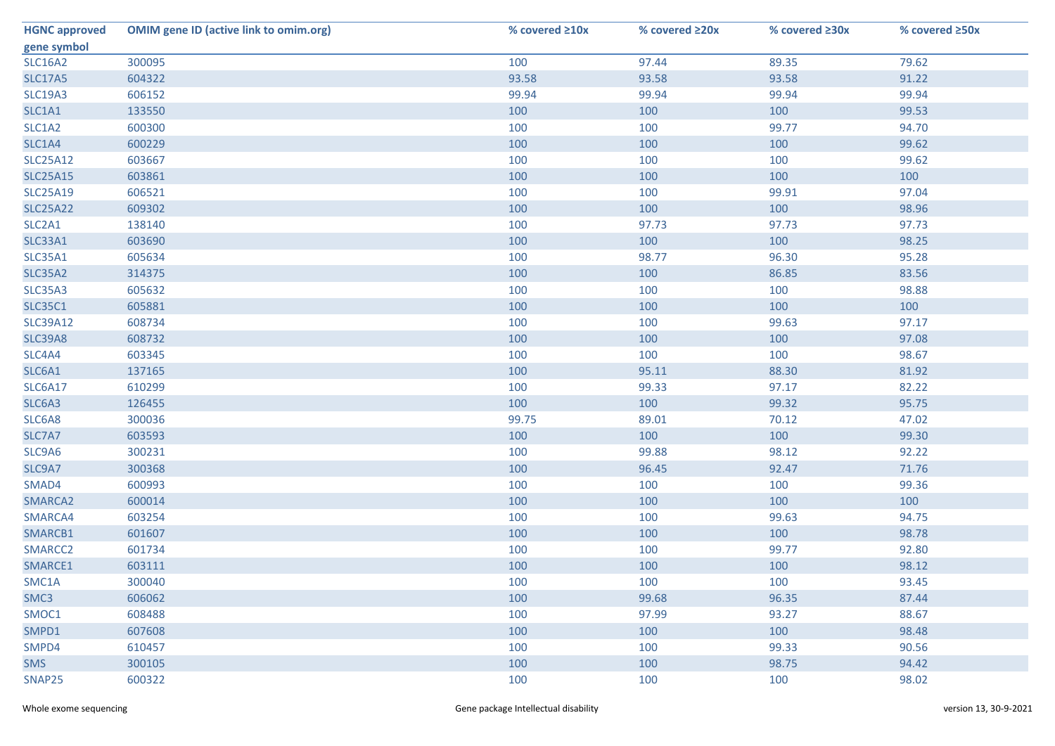| HGNC approved gene symbol | OMIM gene ID (active link to omim.org) | % covered ≥10x | % covered ≥20x | % covered ≥30x | % covered ≥50x |
|---|---|---|---|---|---|
| SLC16A2 | 300095 | 100 | 97.44 | 89.35 | 79.62 |
| SLC17A5 | 604322 | 93.58 | 93.58 | 93.58 | 91.22 |
| SLC19A3 | 606152 | 99.94 | 99.94 | 99.94 | 99.94 |
| SLC1A1 | 133550 | 100 | 100 | 100 | 99.53 |
| SLC1A2 | 600300 | 100 | 100 | 99.77 | 94.70 |
| SLC1A4 | 600229 | 100 | 100 | 100 | 99.62 |
| SLC25A12 | 603667 | 100 | 100 | 100 | 99.62 |
| SLC25A15 | 603861 | 100 | 100 | 100 | 100 |
| SLC25A19 | 606521 | 100 | 100 | 99.91 | 97.04 |
| SLC25A22 | 609302 | 100 | 100 | 100 | 98.96 |
| SLC2A1 | 138140 | 100 | 97.73 | 97.73 | 97.73 |
| SLC33A1 | 603690 | 100 | 100 | 100 | 98.25 |
| SLC35A1 | 605634 | 100 | 98.77 | 96.30 | 95.28 |
| SLC35A2 | 314375 | 100 | 100 | 86.85 | 83.56 |
| SLC35A3 | 605632 | 100 | 100 | 100 | 98.88 |
| SLC35C1 | 605881 | 100 | 100 | 100 | 100 |
| SLC39A12 | 608734 | 100 | 100 | 99.63 | 97.17 |
| SLC39A8 | 608732 | 100 | 100 | 100 | 97.08 |
| SLC4A4 | 603345 | 100 | 100 | 100 | 98.67 |
| SLC6A1 | 137165 | 100 | 95.11 | 88.30 | 81.92 |
| SLC6A17 | 610299 | 100 | 99.33 | 97.17 | 82.22 |
| SLC6A3 | 126455 | 100 | 100 | 99.32 | 95.75 |
| SLC6A8 | 300036 | 99.75 | 89.01 | 70.12 | 47.02 |
| SLC7A7 | 603593 | 100 | 100 | 100 | 99.30 |
| SLC9A6 | 300231 | 100 | 99.88 | 98.12 | 92.22 |
| SLC9A7 | 300368 | 100 | 96.45 | 92.47 | 71.76 |
| SMAD4 | 600993 | 100 | 100 | 100 | 99.36 |
| SMARCA2 | 600014 | 100 | 100 | 100 | 100 |
| SMARCA4 | 603254 | 100 | 100 | 99.63 | 94.75 |
| SMARCB1 | 601607 | 100 | 100 | 100 | 98.78 |
| SMARCC2 | 601734 | 100 | 100 | 99.77 | 92.80 |
| SMARCE1 | 603111 | 100 | 100 | 100 | 98.12 |
| SMC1A | 300040 | 100 | 100 | 100 | 93.45 |
| SMC3 | 606062 | 100 | 99.68 | 96.35 | 87.44 |
| SMOC1 | 608488 | 100 | 97.99 | 93.27 | 88.67 |
| SMPD1 | 607608 | 100 | 100 | 100 | 98.48 |
| SMPD4 | 610457 | 100 | 100 | 99.33 | 90.56 |
| SMS | 300105 | 100 | 100 | 98.75 | 94.42 |
| SNAP25 | 600322 | 100 | 100 | 100 | 98.02 |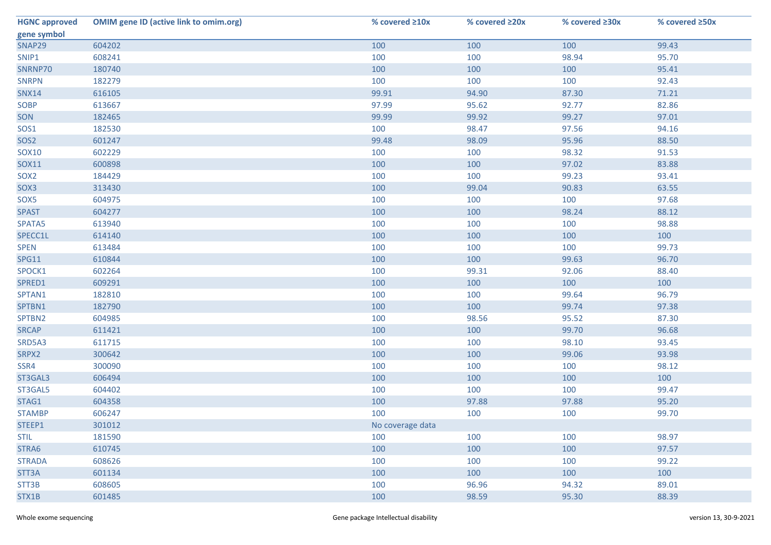| HGNC approved gene symbol | OMIM gene ID (active link to omim.org) | % covered ≥10x | % covered ≥20x | % covered ≥30x | % covered ≥50x |
|---|---|---|---|---|---|
| SNAP29 | 604202 | 100 | 100 | 100 | 99.43 |
| SNIP1 | 608241 | 100 | 100 | 98.94 | 95.70 |
| SNRNP70 | 180740 | 100 | 100 | 100 | 95.41 |
| SNRPN | 182279 | 100 | 100 | 100 | 92.43 |
| SNX14 | 616105 | 99.91 | 94.90 | 87.30 | 71.21 |
| SOBP | 613667 | 97.99 | 95.62 | 92.77 | 82.86 |
| SON | 182465 | 99.99 | 99.92 | 99.27 | 97.01 |
| SOS1 | 182530 | 100 | 98.47 | 97.56 | 94.16 |
| SOS2 | 601247 | 99.48 | 98.09 | 95.96 | 88.50 |
| SOX10 | 602229 | 100 | 100 | 98.32 | 91.53 |
| SOX11 | 600898 | 100 | 100 | 97.02 | 83.88 |
| SOX2 | 184429 | 100 | 100 | 99.23 | 93.41 |
| SOX3 | 313430 | 100 | 99.04 | 90.83 | 63.55 |
| SOX5 | 604975 | 100 | 100 | 100 | 97.68 |
| SPAST | 604277 | 100 | 100 | 98.24 | 88.12 |
| SPATA5 | 613940 | 100 | 100 | 100 | 98.88 |
| SPECC1L | 614140 | 100 | 100 | 100 | 100 |
| SPEN | 613484 | 100 | 100 | 100 | 99.73 |
| SPG11 | 610844 | 100 | 100 | 99.63 | 96.70 |
| SPOCK1 | 602264 | 100 | 99.31 | 92.06 | 88.40 |
| SPRED1 | 609291 | 100 | 100 | 100 | 100 |
| SPTAN1 | 182810 | 100 | 100 | 99.64 | 96.79 |
| SPTBN1 | 182790 | 100 | 100 | 99.74 | 97.38 |
| SPTBN2 | 604985 | 100 | 98.56 | 95.52 | 87.30 |
| SRCAP | 611421 | 100 | 100 | 99.70 | 96.68 |
| SRD5A3 | 611715 | 100 | 100 | 98.10 | 93.45 |
| SRPX2 | 300642 | 100 | 100 | 99.06 | 93.98 |
| SSR4 | 300090 | 100 | 100 | 100 | 98.12 |
| ST3GAL3 | 606494 | 100 | 100 | 100 | 100 |
| ST3GAL5 | 604402 | 100 | 100 | 100 | 99.47 |
| STAG1 | 604358 | 100 | 97.88 | 97.88 | 95.20 |
| STAMBP | 606247 | 100 | 100 | 100 | 99.70 |
| STEEP1 | 301012 | No coverage data | | | |
| STIL | 181590 | 100 | 100 | 100 | 98.97 |
| STRA6 | 610745 | 100 | 100 | 100 | 97.57 |
| STRADA | 608626 | 100 | 100 | 100 | 99.22 |
| STT3A | 601134 | 100 | 100 | 100 | 100 |
| STT3B | 608605 | 100 | 96.96 | 94.32 | 89.01 |
| STX1B | 601485 | 100 | 98.59 | 95.30 | 88.39 |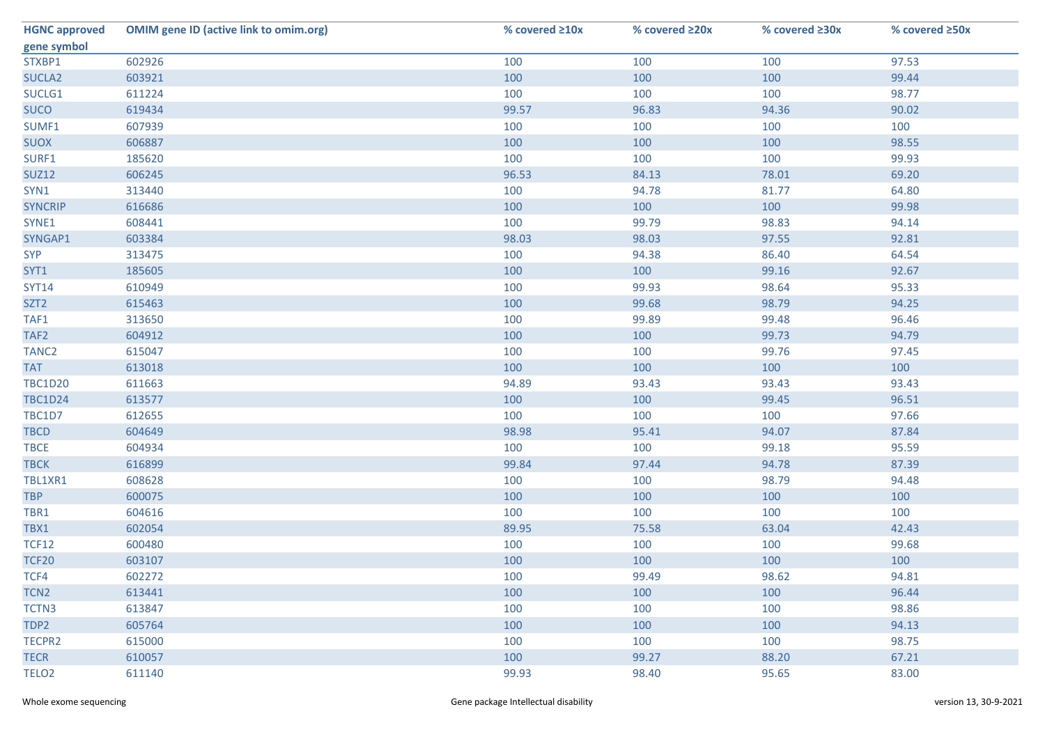| HGNC approved gene symbol | OMIM gene ID (active link to omim.org) | % covered ≥10x | % covered ≥20x | % covered ≥30x | % covered ≥50x |
|---|---|---|---|---|---|
| STXBP1 | 602926 | 100 | 100 | 100 | 97.53 |
| SUCLA2 | 603921 | 100 | 100 | 100 | 99.44 |
| SUCLG1 | 611224 | 100 | 100 | 100 | 98.77 |
| SUCO | 619434 | 99.57 | 96.83 | 94.36 | 90.02 |
| SUMF1 | 607939 | 100 | 100 | 100 | 100 |
| SUOX | 606887 | 100 | 100 | 100 | 98.55 |
| SURF1 | 185620 | 100 | 100 | 100 | 99.93 |
| SUZ12 | 606245 | 96.53 | 84.13 | 78.01 | 69.20 |
| SYN1 | 313440 | 100 | 94.78 | 81.77 | 64.80 |
| SYNCRIP | 616686 | 100 | 100 | 100 | 99.98 |
| SYNE1 | 608441 | 100 | 99.79 | 98.83 | 94.14 |
| SYNGAP1 | 603384 | 98.03 | 98.03 | 97.55 | 92.81 |
| SYP | 313475 | 100 | 94.38 | 86.40 | 64.54 |
| SYT1 | 185605 | 100 | 100 | 99.16 | 92.67 |
| SYT14 | 610949 | 100 | 99.93 | 98.64 | 95.33 |
| SZT2 | 615463 | 100 | 99.68 | 98.79 | 94.25 |
| TAF1 | 313650 | 100 | 99.89 | 99.48 | 96.46 |
| TAF2 | 604912 | 100 | 100 | 99.73 | 94.79 |
| TANC2 | 615047 | 100 | 100 | 99.76 | 97.45 |
| TAT | 613018 | 100 | 100 | 100 | 100 |
| TBC1D20 | 611663 | 94.89 | 93.43 | 93.43 | 93.43 |
| TBC1D24 | 613577 | 100 | 100 | 99.45 | 96.51 |
| TBC1D7 | 612655 | 100 | 100 | 100 | 97.66 |
| TBCD | 604649 | 98.98 | 95.41 | 94.07 | 87.84 |
| TBCE | 604934 | 100 | 100 | 99.18 | 95.59 |
| TBCK | 616899 | 99.84 | 97.44 | 94.78 | 87.39 |
| TBL1XR1 | 608628 | 100 | 100 | 98.79 | 94.48 |
| TBP | 600075 | 100 | 100 | 100 | 100 |
| TBR1 | 604616 | 100 | 100 | 100 | 100 |
| TBX1 | 602054 | 89.95 | 75.58 | 63.04 | 42.43 |
| TCF12 | 600480 | 100 | 100 | 100 | 99.68 |
| TCF20 | 603107 | 100 | 100 | 100 | 100 |
| TCF4 | 602272 | 100 | 99.49 | 98.62 | 94.81 |
| TCN2 | 613441 | 100 | 100 | 100 | 96.44 |
| TCTN3 | 613847 | 100 | 100 | 100 | 98.86 |
| TDP2 | 605764 | 100 | 100 | 100 | 94.13 |
| TECPR2 | 615000 | 100 | 100 | 100 | 98.75 |
| TECR | 610057 | 100 | 99.27 | 88.20 | 67.21 |
| TELO2 | 611140 | 99.93 | 98.40 | 95.65 | 83.00 |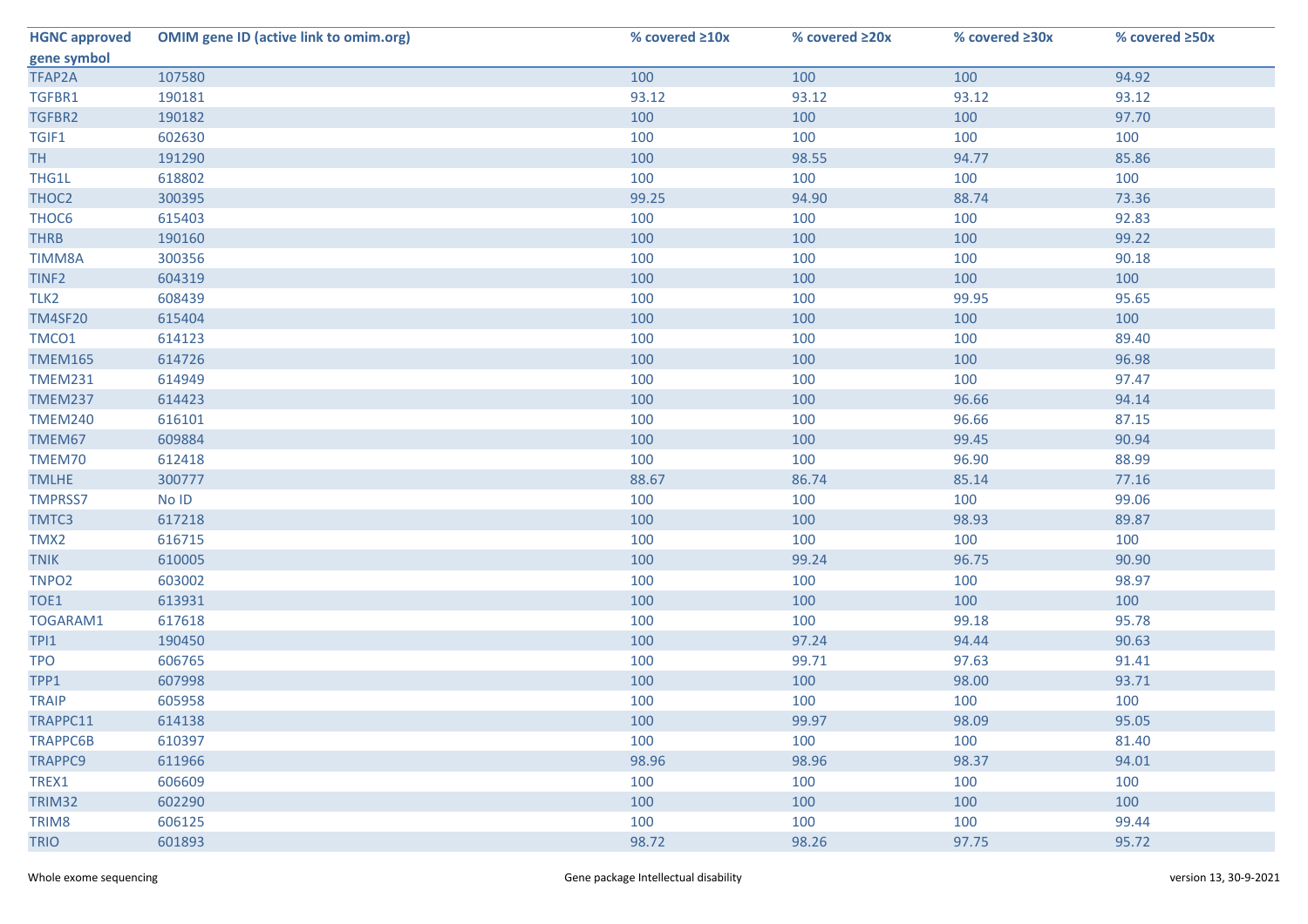| HGNC approved gene symbol | OMIM gene ID (active link to omim.org) | % covered ≥10x | % covered ≥20x | % covered ≥30x | % covered ≥50x |
|---|---|---|---|---|---|
| TFAP2A | 107580 | 100 | 100 | 100 | 94.92 |
| TGFBR1 | 190181 | 93.12 | 93.12 | 93.12 | 93.12 |
| TGFBR2 | 190182 | 100 | 100 | 100 | 97.70 |
| TGIF1 | 602630 | 100 | 100 | 100 | 100 |
| TH | 191290 | 100 | 98.55 | 94.77 | 85.86 |
| THG1L | 618802 | 100 | 100 | 100 | 100 |
| THOC2 | 300395 | 99.25 | 94.90 | 88.74 | 73.36 |
| THOC6 | 615403 | 100 | 100 | 100 | 92.83 |
| THRB | 190160 | 100 | 100 | 100 | 99.22 |
| TIMM8A | 300356 | 100 | 100 | 100 | 90.18 |
| TINF2 | 604319 | 100 | 100 | 100 | 100 |
| TLK2 | 608439 | 100 | 100 | 99.95 | 95.65 |
| TM4SF20 | 615404 | 100 | 100 | 100 | 100 |
| TMCO1 | 614123 | 100 | 100 | 100 | 89.40 |
| TMEM165 | 614726 | 100 | 100 | 100 | 96.98 |
| TMEM231 | 614949 | 100 | 100 | 100 | 97.47 |
| TMEM237 | 614423 | 100 | 100 | 96.66 | 94.14 |
| TMEM240 | 616101 | 100 | 100 | 96.66 | 87.15 |
| TMEM67 | 609884 | 100 | 100 | 99.45 | 90.94 |
| TMEM70 | 612418 | 100 | 100 | 96.90 | 88.99 |
| TMLHE | 300777 | 88.67 | 86.74 | 85.14 | 77.16 |
| TMPRSS7 | No ID | 100 | 100 | 100 | 99.06 |
| TMTC3 | 617218 | 100 | 100 | 98.93 | 89.87 |
| TMX2 | 616715 | 100 | 100 | 100 | 100 |
| TNIK | 610005 | 100 | 99.24 | 96.75 | 90.90 |
| TNPO2 | 603002 | 100 | 100 | 100 | 98.97 |
| TOE1 | 613931 | 100 | 100 | 100 | 100 |
| TOGARAM1 | 617618 | 100 | 100 | 99.18 | 95.78 |
| TPI1 | 190450 | 100 | 97.24 | 94.44 | 90.63 |
| TPO | 606765 | 100 | 99.71 | 97.63 | 91.41 |
| TPP1 | 607998 | 100 | 100 | 98.00 | 93.71 |
| TRAIP | 605958 | 100 | 100 | 100 | 100 |
| TRAPPC11 | 614138 | 100 | 99.97 | 98.09 | 95.05 |
| TRAPPC6B | 610397 | 100 | 100 | 100 | 81.40 |
| TRAPPC9 | 611966 | 98.96 | 98.96 | 98.37 | 94.01 |
| TREX1 | 606609 | 100 | 100 | 100 | 100 |
| TRIM32 | 602290 | 100 | 100 | 100 | 100 |
| TRIM8 | 606125 | 100 | 100 | 100 | 99.44 |
| TRIO | 601893 | 98.72 | 98.26 | 97.75 | 95.72 |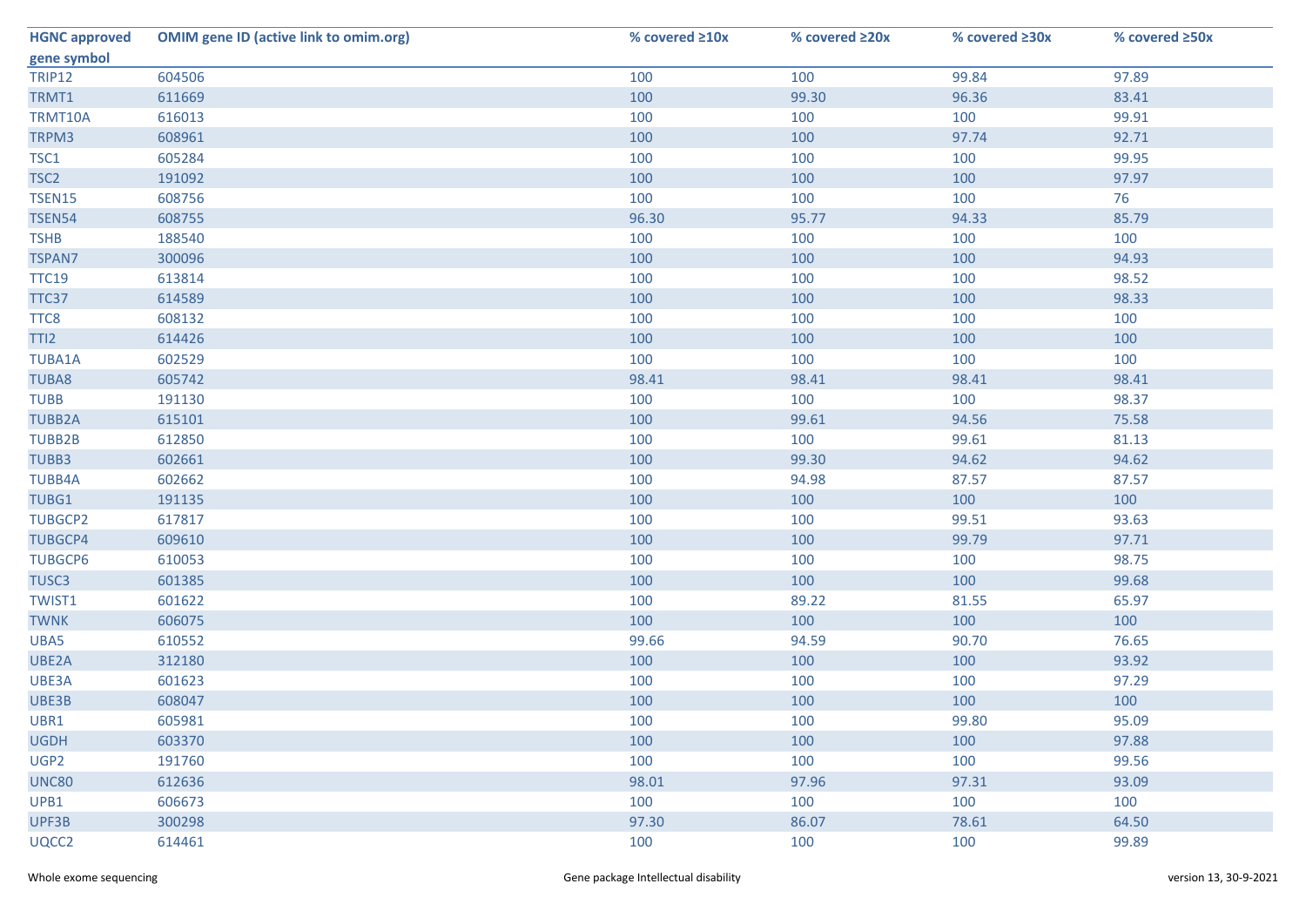| HGNC approved gene symbol | OMIM gene ID (active link to omim.org) | % covered ≥10x | % covered ≥20x | % covered ≥30x | % covered ≥50x |
|---|---|---|---|---|---|
| TRIP12 | 604506 | 100 | 100 | 99.84 | 97.89 |
| TRMT1 | 611669 | 100 | 99.30 | 96.36 | 83.41 |
| TRMT10A | 616013 | 100 | 100 | 100 | 99.91 |
| TRPM3 | 608961 | 100 | 100 | 97.74 | 92.71 |
| TSC1 | 605284 | 100 | 100 | 100 | 99.95 |
| TSC2 | 191092 | 100 | 100 | 100 | 97.97 |
| TSEN15 | 608756 | 100 | 100 | 100 | 76 |
| TSEN54 | 608755 | 96.30 | 95.77 | 94.33 | 85.79 |
| TSHB | 188540 | 100 | 100 | 100 | 100 |
| TSPAN7 | 300096 | 100 | 100 | 100 | 94.93 |
| TTC19 | 613814 | 100 | 100 | 100 | 98.52 |
| TTC37 | 614589 | 100 | 100 | 100 | 98.33 |
| TTC8 | 608132 | 100 | 100 | 100 | 100 |
| TTI2 | 614426 | 100 | 100 | 100 | 100 |
| TUBA1A | 602529 | 100 | 100 | 100 | 100 |
| TUBA8 | 605742 | 98.41 | 98.41 | 98.41 | 98.41 |
| TUBB | 191130 | 100 | 100 | 100 | 98.37 |
| TUBB2A | 615101 | 100 | 99.61 | 94.56 | 75.58 |
| TUBB2B | 612850 | 100 | 100 | 99.61 | 81.13 |
| TUBB3 | 602661 | 100 | 99.30 | 94.62 | 94.62 |
| TUBB4A | 602662 | 100 | 94.98 | 87.57 | 87.57 |
| TUBG1 | 191135 | 100 | 100 | 100 | 100 |
| TUBGCP2 | 617817 | 100 | 100 | 99.51 | 93.63 |
| TUBGCP4 | 609610 | 100 | 100 | 99.79 | 97.71 |
| TUBGCP6 | 610053 | 100 | 100 | 100 | 98.75 |
| TUSC3 | 601385 | 100 | 100 | 100 | 99.68 |
| TWIST1 | 601622 | 100 | 89.22 | 81.55 | 65.97 |
| TWNK | 606075 | 100 | 100 | 100 | 100 |
| UBA5 | 610552 | 99.66 | 94.59 | 90.70 | 76.65 |
| UBE2A | 312180 | 100 | 100 | 100 | 93.92 |
| UBE3A | 601623 | 100 | 100 | 100 | 97.29 |
| UBE3B | 608047 | 100 | 100 | 100 | 100 |
| UBR1 | 605981 | 100 | 100 | 99.80 | 95.09 |
| UGDH | 603370 | 100 | 100 | 100 | 97.88 |
| UGP2 | 191760 | 100 | 100 | 100 | 99.56 |
| UNC80 | 612636 | 98.01 | 97.96 | 97.31 | 93.09 |
| UPB1 | 606673 | 100 | 100 | 100 | 100 |
| UPF3B | 300298 | 97.30 | 86.07 | 78.61 | 64.50 |
| UQCC2 | 614461 | 100 | 100 | 100 | 99.89 |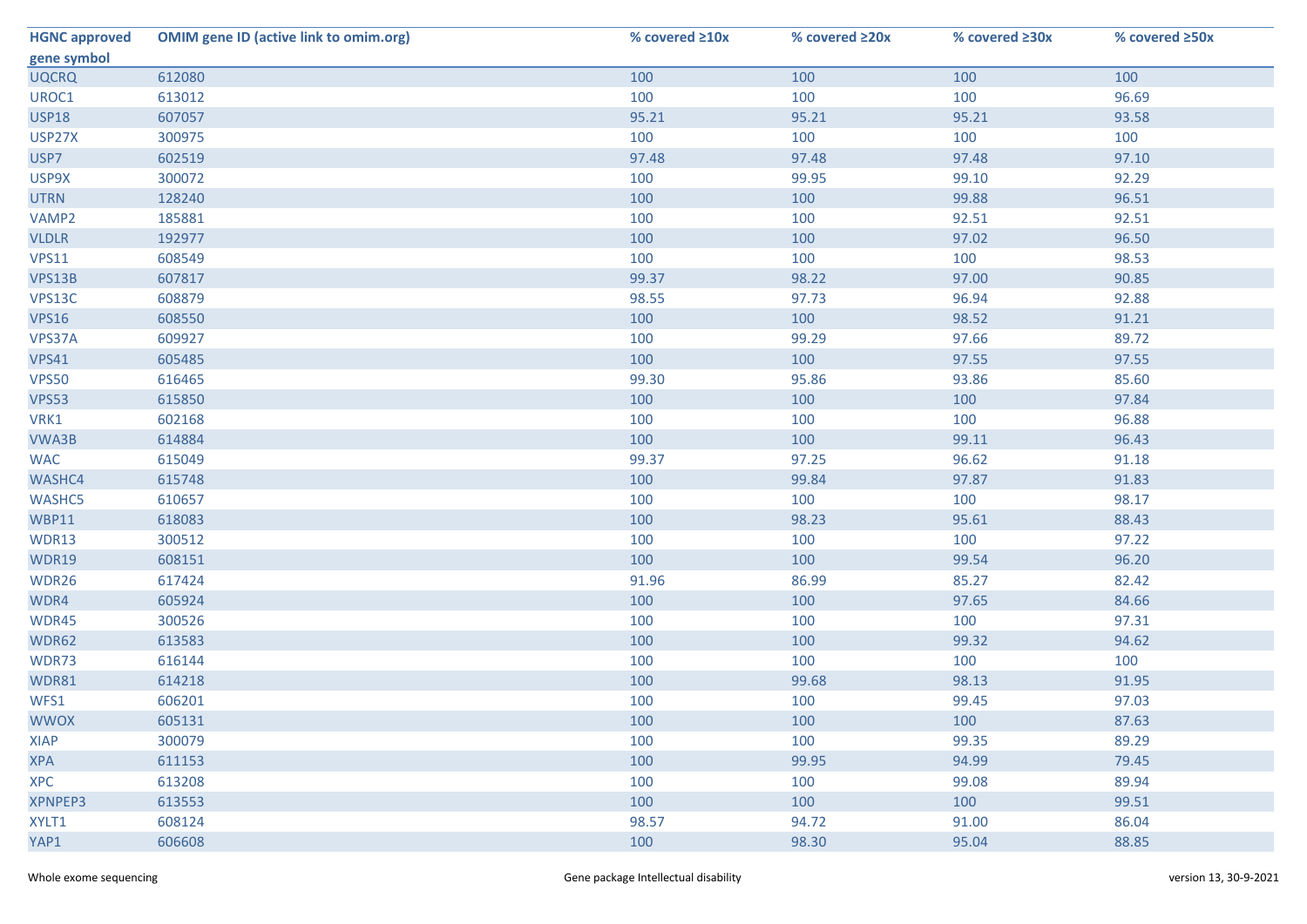| HGNC approved gene symbol | OMIM gene ID (active link to omim.org) | % covered ≥10x | % covered ≥20x | % covered ≥30x | % covered ≥50x |
|---|---|---|---|---|---|
| UQCRQ | 612080 | 100 | 100 | 100 | 100 |
| UROC1 | 613012 | 100 | 100 | 100 | 96.69 |
| USP18 | 607057 | 95.21 | 95.21 | 95.21 | 93.58 |
| USP27X | 300975 | 100 | 100 | 100 | 100 |
| USP7 | 602519 | 97.48 | 97.48 | 97.48 | 97.10 |
| USP9X | 300072 | 100 | 99.95 | 99.10 | 92.29 |
| UTRN | 128240 | 100 | 100 | 99.88 | 96.51 |
| VAMP2 | 185881 | 100 | 100 | 92.51 | 92.51 |
| VLDLR | 192977 | 100 | 100 | 97.02 | 96.50 |
| VPS11 | 608549 | 100 | 100 | 100 | 98.53 |
| VPS13B | 607817 | 99.37 | 98.22 | 97.00 | 90.85 |
| VPS13C | 608879 | 98.55 | 97.73 | 96.94 | 92.88 |
| VPS16 | 608550 | 100 | 100 | 98.52 | 91.21 |
| VPS37A | 609927 | 100 | 99.29 | 97.66 | 89.72 |
| VPS41 | 605485 | 100 | 100 | 97.55 | 97.55 |
| VPS50 | 616465 | 99.30 | 95.86 | 93.86 | 85.60 |
| VPS53 | 615850 | 100 | 100 | 100 | 97.84 |
| VRK1 | 602168 | 100 | 100 | 100 | 96.88 |
| VWA3B | 614884 | 100 | 100 | 99.11 | 96.43 |
| WAC | 615049 | 99.37 | 97.25 | 96.62 | 91.18 |
| WASHC4 | 615748 | 100 | 99.84 | 97.87 | 91.83 |
| WASHC5 | 610657 | 100 | 100 | 100 | 98.17 |
| WBP11 | 618083 | 100 | 98.23 | 95.61 | 88.43 |
| WDR13 | 300512 | 100 | 100 | 100 | 97.22 |
| WDR19 | 608151 | 100 | 100 | 99.54 | 96.20 |
| WDR26 | 617424 | 91.96 | 86.99 | 85.27 | 82.42 |
| WDR4 | 605924 | 100 | 100 | 97.65 | 84.66 |
| WDR45 | 300526 | 100 | 100 | 100 | 97.31 |
| WDR62 | 613583 | 100 | 100 | 99.32 | 94.62 |
| WDR73 | 616144 | 100 | 100 | 100 | 100 |
| WDR81 | 614218 | 100 | 99.68 | 98.13 | 91.95 |
| WFS1 | 606201 | 100 | 100 | 99.45 | 97.03 |
| WWOX | 605131 | 100 | 100 | 100 | 87.63 |
| XIAP | 300079 | 100 | 100 | 99.35 | 89.29 |
| XPA | 611153 | 100 | 99.95 | 94.99 | 79.45 |
| XPC | 613208 | 100 | 100 | 99.08 | 89.94 |
| XPNPEP3 | 613553 | 100 | 100 | 100 | 99.51 |
| XYLT1 | 608124 | 98.57 | 94.72 | 91.00 | 86.04 |
| YAP1 | 606608 | 100 | 98.30 | 95.04 | 88.85 |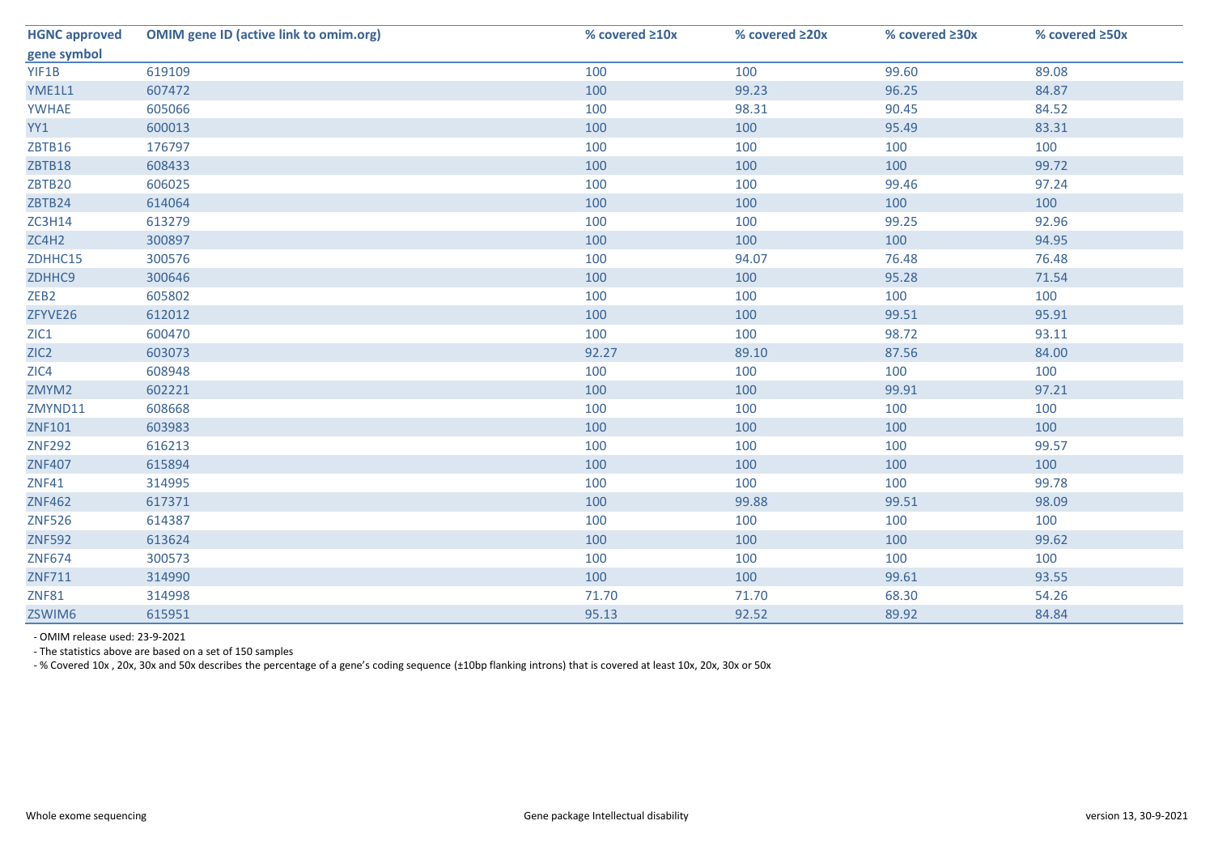| HGNC approved gene symbol | OMIM gene ID (active link to omim.org) | % covered ≥10x | % covered ≥20x | % covered ≥30x | % covered ≥50x |
|---|---|---|---|---|---|
| YIF1B | 619109 | 100 | 100 | 99.60 | 89.08 |
| YME1L1 | 607472 | 100 | 99.23 | 96.25 | 84.87 |
| YWHAE | 605066 | 100 | 98.31 | 90.45 | 84.52 |
| YY1 | 600013 | 100 | 100 | 95.49 | 83.31 |
| ZBTB16 | 176797 | 100 | 100 | 100 | 100 |
| ZBTB18 | 608433 | 100 | 100 | 100 | 99.72 |
| ZBTB20 | 606025 | 100 | 100 | 99.46 | 97.24 |
| ZBTB24 | 614064 | 100 | 100 | 100 | 100 |
| ZC3H14 | 613279 | 100 | 100 | 99.25 | 92.96 |
| ZC4H2 | 300897 | 100 | 100 | 100 | 94.95 |
| ZDHHC15 | 300576 | 100 | 94.07 | 76.48 | 76.48 |
| ZDHHC9 | 300646 | 100 | 100 | 95.28 | 71.54 |
| ZEB2 | 605802 | 100 | 100 | 100 | 100 |
| ZFYVE26 | 612012 | 100 | 100 | 99.51 | 95.91 |
| ZIC1 | 600470 | 100 | 100 | 98.72 | 93.11 |
| ZIC2 | 603073 | 92.27 | 89.10 | 87.56 | 84.00 |
| ZIC4 | 608948 | 100 | 100 | 100 | 100 |
| ZMYM2 | 602221 | 100 | 100 | 99.91 | 97.21 |
| ZMYND11 | 608668 | 100 | 100 | 100 | 100 |
| ZNF101 | 603983 | 100 | 100 | 100 | 100 |
| ZNF292 | 616213 | 100 | 100 | 100 | 99.57 |
| ZNF407 | 615894 | 100 | 100 | 100 | 100 |
| ZNF41 | 314995 | 100 | 100 | 100 | 99.78 |
| ZNF462 | 617371 | 100 | 99.88 | 99.51 | 98.09 |
| ZNF526 | 614387 | 100 | 100 | 100 | 100 |
| ZNF592 | 613624 | 100 | 100 | 100 | 99.62 |
| ZNF674 | 300573 | 100 | 100 | 100 | 100 |
| ZNF711 | 314990 | 100 | 100 | 99.61 | 93.55 |
| ZNF81 | 314998 | 71.70 | 71.70 | 68.30 | 54.26 |
| ZSWIM6 | 615951 | 95.13 | 92.52 | 89.92 | 84.84 |

- OMIM release used: 23-9-2021
- The statistics above are based on a set of 150 samples
- % Covered 10x , 20x, 30x and 50x describes the percentage of a gene's coding sequence (±10bp flanking introns) that is covered at least 10x, 20x, 30x or 50x